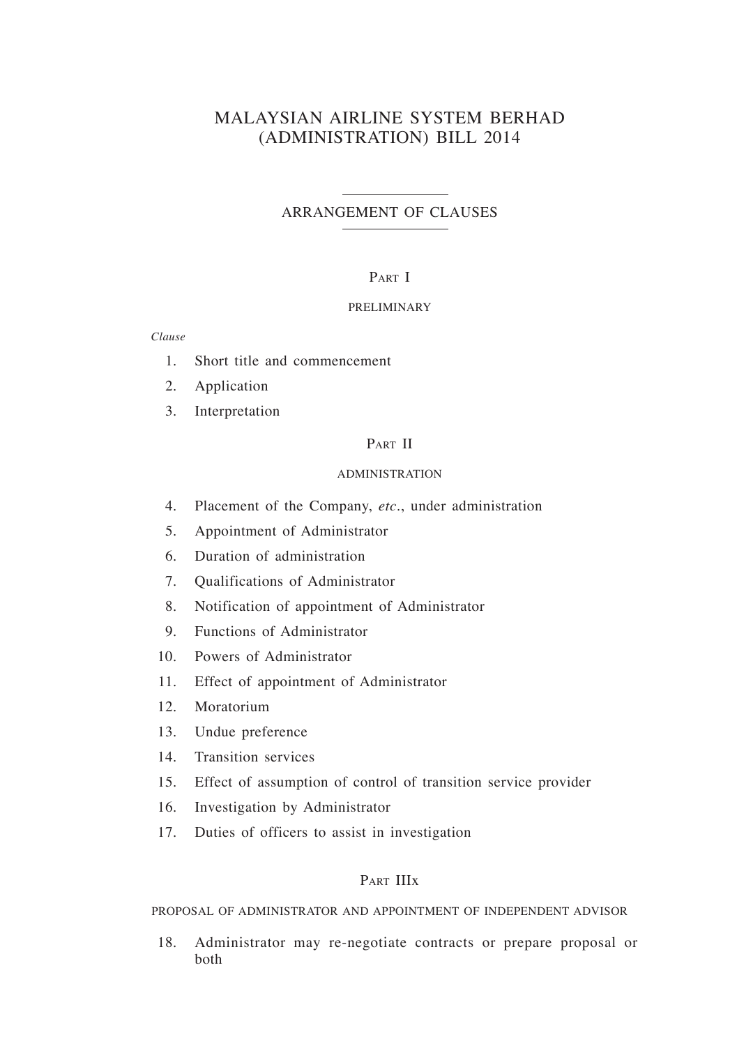# MALAYSIAN AIRLINE SYSTEM BERHAD (ADMINISTRATION) BILL 2014

## ARRANGEMENT OF CLAUSES

### Part I

#### PRELIMINARY

*Clause*

1. Short title and commencement
2. Application
3. Interpretation

### Part II

#### ADMINISTRATION

4. Placement of the Company, *etc*., under administration
5. Appointment of Administrator
6. Duration of administration
7. Qualifications of Administrator
8. Notification of appointment of Administrator
9. Functions of Administrator
10. Powers of Administrator
11. Effect of appointment of Administrator
12. Moratorium
13. Undue preference
14. Transition services
15. Effect of assumption of control of transition service provider
16. Investigation by Administrator
17. Duties of officers to assist in investigation

### Part IIIx

#### PROPOSAL OF ADMINISTRATOR AND APPOINTMENT OF INDEPENDENT ADVISOR

18. Administrator may re-negotiate contracts or prepare proposal or both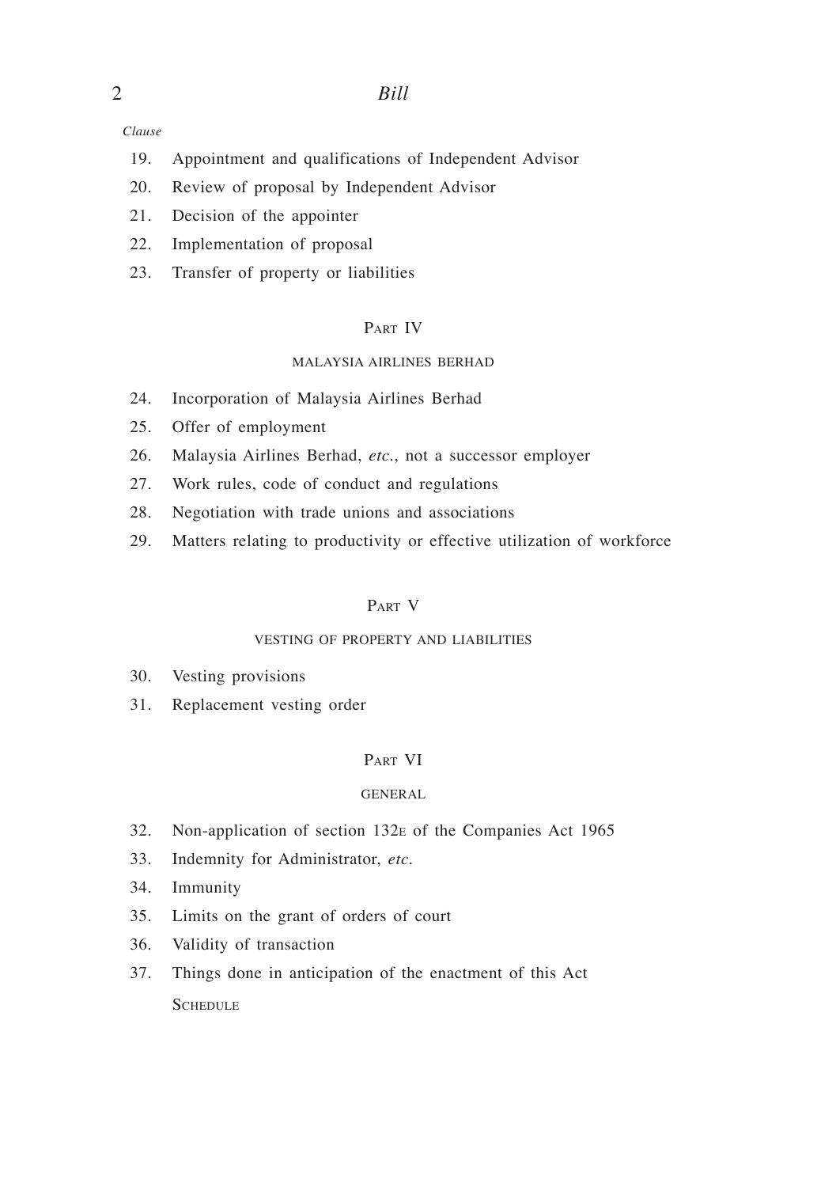*Clause*

19. Appointment and qualifications of Independent Advisor
20. Review of proposal by Independent Advisor
21. Decision of the appointer
22. Implementation of proposal
23. Transfer of property or liabilities

## PART IV

### MALAYSIA AIRLINES BERHAD

24. Incorporation of Malaysia Airlines Berhad
25. Offer of employment
26. Malaysia Airlines Berhad, *etc*., not a successor employer
27. Work rules, code of conduct and regulations
28. Negotiation with trade unions and associations
29. Matters relating to productivity or effective utilization of workforce

## PART V

### VESTING OF PROPERTY AND LIABILITIES

30. Vesting provisions
31. Replacement vesting order

## PART VI

### GENERAL

32. Non-application of section 132E of the Companies Act 1965
33. Indemnity for Administrator, *etc*.
34. Immunity
35. Limits on the grant of orders of court
36. Validity of transaction
37. Things done in anticipation of the enactment of this Act

SCHEDULE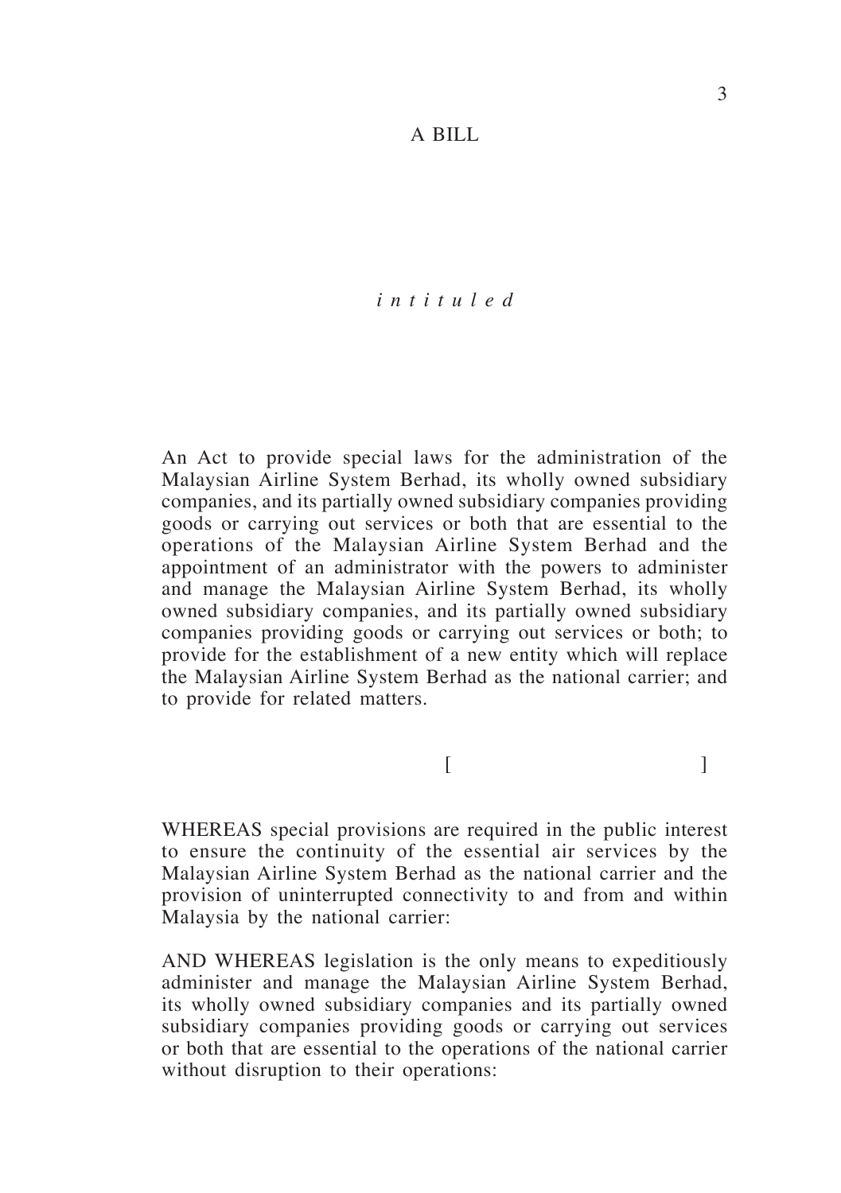# A BILL

*intituled*

An Act to provide special laws for the administration of the Malaysian Airline System Berhad, its wholly owned subsidiary companies, and its partially owned subsidiary companies providing goods or carrying out services or both that are essential to the operations of the Malaysian Airline System Berhad and the appointment of an administrator with the powers to administer and manage the Malaysian Airline System Berhad, its wholly owned subsidiary companies, and its partially owned subsidiary companies providing goods or carrying out services or both; to provide for the establishment of a new entity which will replace the Malaysian Airline System Berhad as the national carrier; and to provide for related matters.

[ ]

WHEREAS special provisions are required in the public interest to ensure the continuity of the essential air services by the Malaysian Airline System Berhad as the national carrier and the provision of uninterrupted connectivity to and from and within Malaysia by the national carrier:

AND WHEREAS legislation is the only means to expeditiously administer and manage the Malaysian Airline System Berhad, its wholly owned subsidiary companies and its partially owned subsidiary companies providing goods or carrying out services or both that are essential to the operations of the national carrier without disruption to their operations: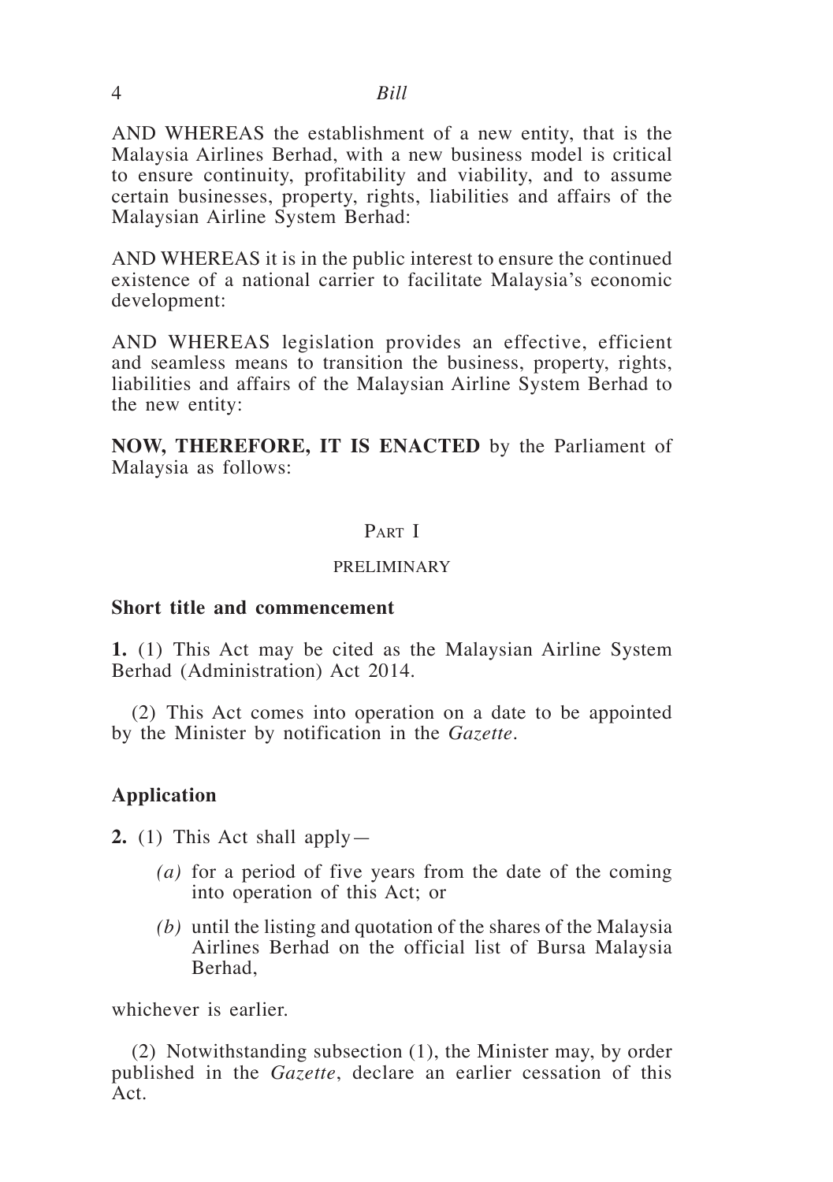AND WHEREAS the establishment of a new entity, that is the Malaysia Airlines Berhad, with a new business model is critical to ensure continuity, profitability and viability, and to assume certain businesses, property, rights, liabilities and affairs of the Malaysian Airline System Berhad:

AND WHEREAS it is in the public interest to ensure the continued existence of a national carrier to facilitate Malaysia's economic development:

AND WHEREAS legislation provides an effective, efficient and seamless means to transition the business, property, rights, liabilities and affairs of the Malaysian Airline System Berhad to the new entity:

**NOW, THEREFORE, IT IS ENACTED** by the Parliament of Malaysia as follows:

## Part I

## PRELIMINARY

### Short title and commencement

**1.** (1) This Act may be cited as the Malaysian Airline System Berhad (Administration) Act 2014.

(2) This Act comes into operation on a date to be appointed by the Minister by notification in the *Gazette*.

### Application

**2.** (1) This Act shall apply—

*(a)* for a period of five years from the date of the coming into operation of this Act; or

*(b)* until the listing and quotation of the shares of the Malaysia Airlines Berhad on the official list of Bursa Malaysia Berhad,

whichever is earlier.

(2) Notwithstanding subsection (1), the Minister may, by order published in the *Gazette*, declare an earlier cessation of this Act.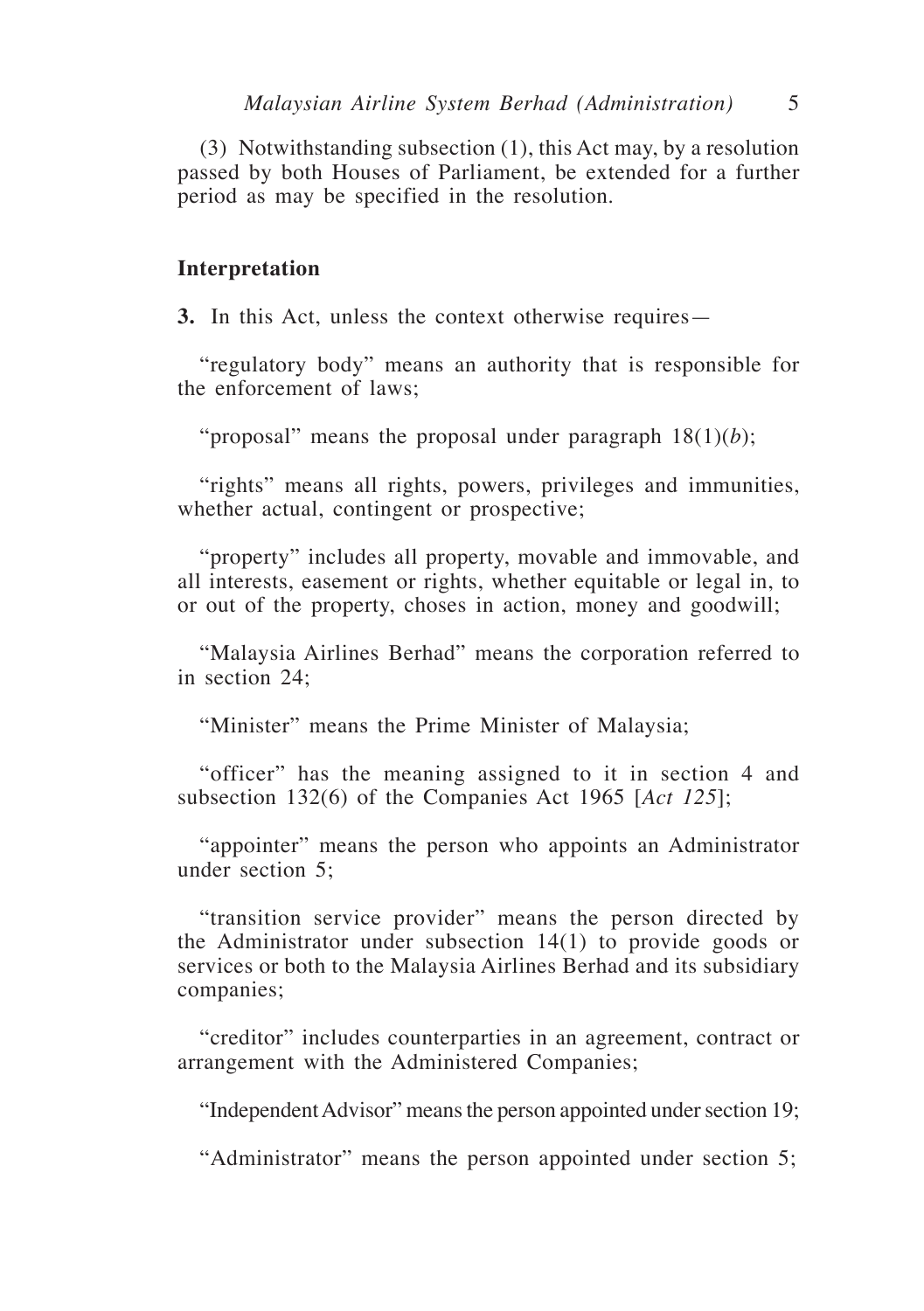(3) Notwithstanding subsection (1), this Act may, by a resolution passed by both Houses of Parliament, be extended for a further period as may be specified in the resolution.

## Interpretation

**3.** In this Act, unless the context otherwise requires—

"regulatory body" means an authority that is responsible for the enforcement of laws;

"proposal" means the proposal under paragraph 18(1)(*b*);

"rights" means all rights, powers, privileges and immunities, whether actual, contingent or prospective;

"property" includes all property, movable and immovable, and all interests, easement or rights, whether equitable or legal in, to or out of the property, choses in action, money and goodwill;

"Malaysia Airlines Berhad" means the corporation referred to in section 24;

"Minister" means the Prime Minister of Malaysia;

"officer" has the meaning assigned to it in section 4 and subsection 132(6) of the Companies Act 1965 [*Act 125*];

"appointer" means the person who appoints an Administrator under section 5;

"transition service provider" means the person directed by the Administrator under subsection 14(1) to provide goods or services or both to the Malaysia Airlines Berhad and its subsidiary companies;

"creditor" includes counterparties in an agreement, contract or arrangement with the Administered Companies;

"Independent Advisor" means the person appointed under section 19;

"Administrator" means the person appointed under section 5;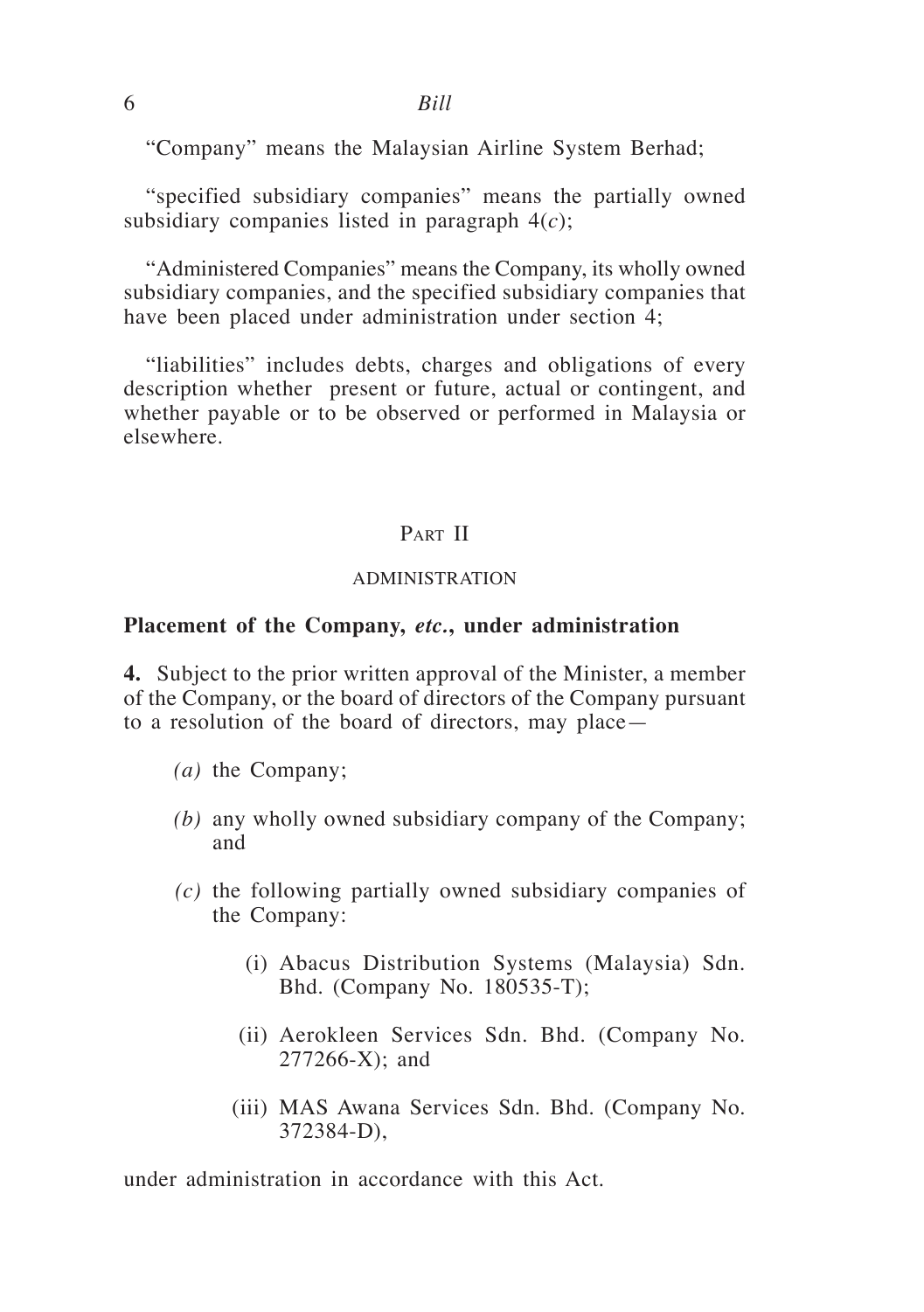"Company" means the Malaysian Airline System Berhad;

"specified subsidiary companies" means the partially owned subsidiary companies listed in paragraph 4(*c*);

"Administered Companies" means the Company, its wholly owned subsidiary companies, and the specified subsidiary companies that have been placed under administration under section 4;

"liabilities" includes debts, charges and obligations of every description whether present or future, actual or contingent, and whether payable or to be observed or performed in Malaysia or elsewhere.

## Part II

### ADMINISTRATION

**Placement of the Company, *etc.*, under administration**

**4.** Subject to the prior written approval of the Minister, a member of the Company, or the board of directors of the Company pursuant to a resolution of the board of directors, may place—

*(a)* the Company;

*(b)* any wholly owned subsidiary company of the Company; and

*(c)* the following partially owned subsidiary companies of the Company:

(i) Abacus Distribution Systems (Malaysia) Sdn. Bhd. (Company No. 180535-T);

(ii) Aerokleen Services Sdn. Bhd. (Company No. 277266-X); and

(iii) MAS Awana Services Sdn. Bhd. (Company No. 372384-D),

under administration in accordance with this Act.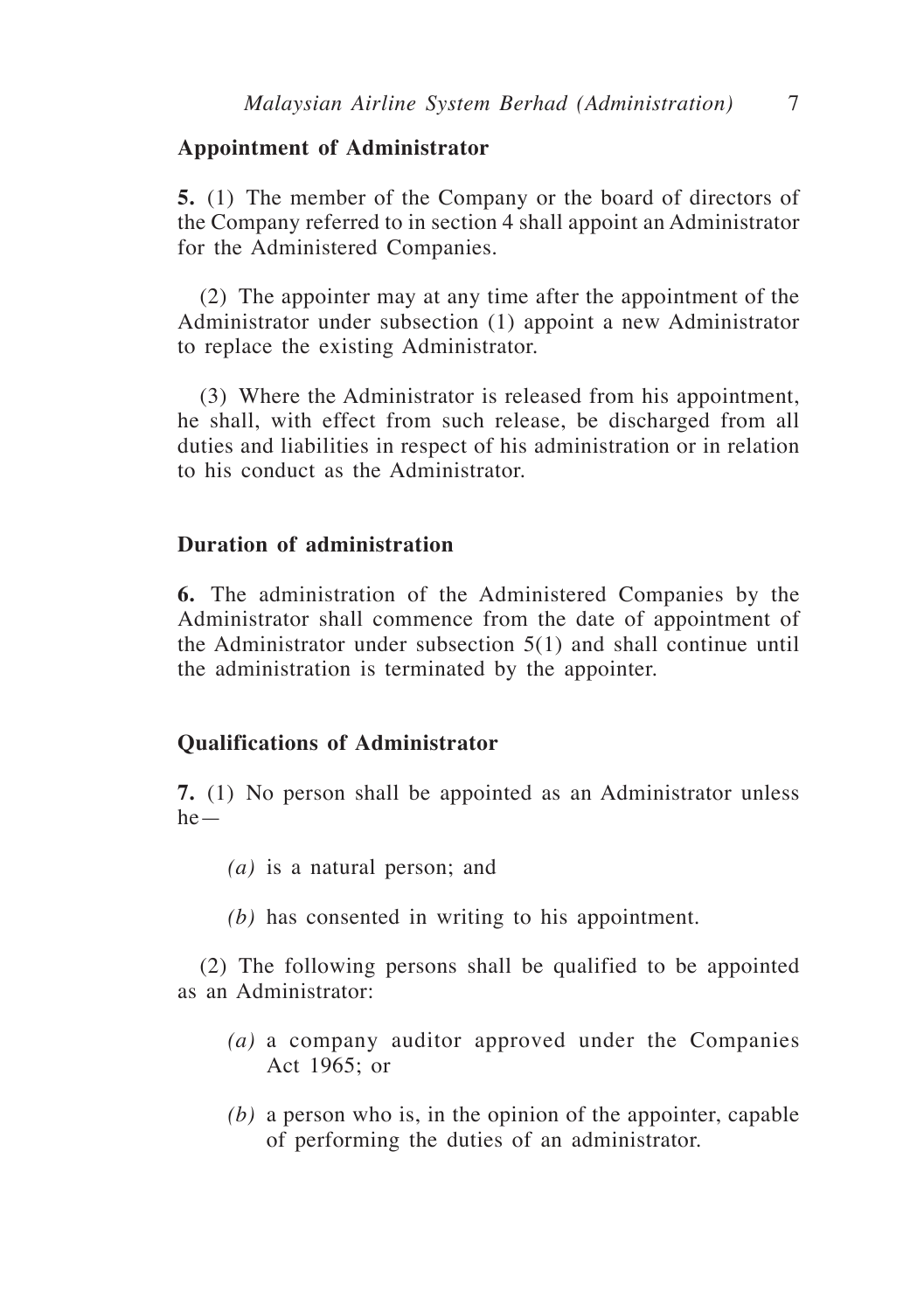**Appointment of Administrator**

**5.** (1) The member of the Company or the board of directors of the Company referred to in section 4 shall appoint an Administrator for the Administered Companies.

(2) The appointer may at any time after the appointment of the Administrator under subsection (1) appoint a new Administrator to replace the existing Administrator.

(3) Where the Administrator is released from his appointment, he shall, with effect from such release, be discharged from all duties and liabilities in respect of his administration or in relation to his conduct as the Administrator.

**Duration of administration**

**6.** The administration of the Administered Companies by the Administrator shall commence from the date of appointment of the Administrator under subsection 5(1) and shall continue until the administration is terminated by the appointer.

**Qualifications of Administrator**

**7.** (1) No person shall be appointed as an Administrator unless he—

*(a)* is a natural person; and

*(b)* has consented in writing to his appointment.

(2) The following persons shall be qualified to be appointed as an Administrator:

*(a)* a company auditor approved under the Companies Act 1965; or

*(b)* a person who is, in the opinion of the appointer, capable of performing the duties of an administrator.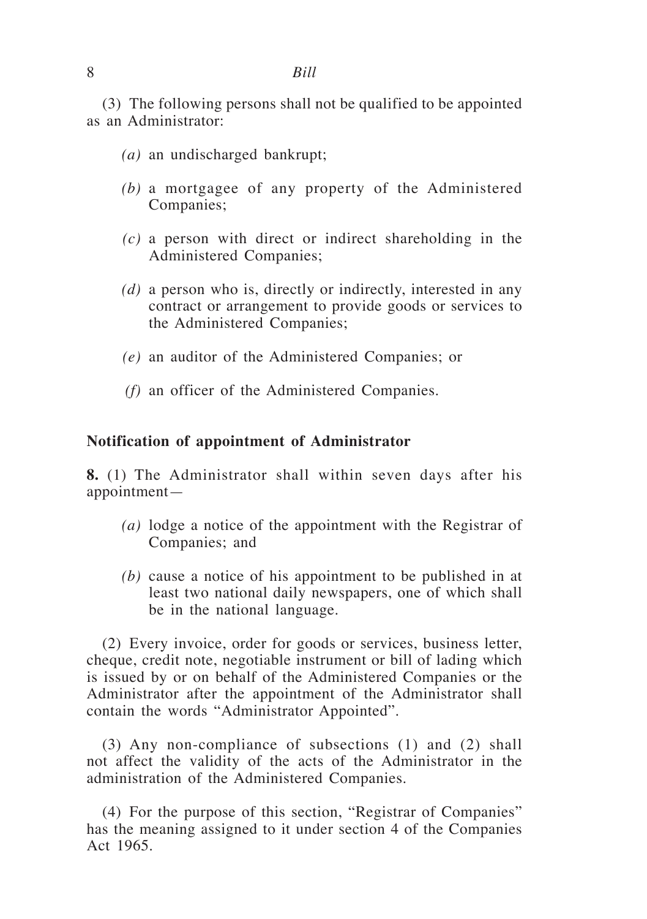(3) The following persons shall not be qualified to be appointed as an Administrator:

*(a)* an undischarged bankrupt;

*(b)* a mortgagee of any property of the Administered Companies;

*(c)* a person with direct or indirect shareholding in the Administered Companies;

*(d)* a person who is, directly or indirectly, interested in any contract or arrangement to provide goods or services to the Administered Companies;

*(e)* an auditor of the Administered Companies; or

*(f)* an officer of the Administered Companies.

**Notification of appointment of Administrator**

**8.** (1) The Administrator shall within seven days after his appointment—

*(a)* lodge a notice of the appointment with the Registrar of Companies; and

*(b)* cause a notice of his appointment to be published in at least two national daily newspapers, one of which shall be in the national language.

(2) Every invoice, order for goods or services, business letter, cheque, credit note, negotiable instrument or bill of lading which is issued by or on behalf of the Administered Companies or the Administrator after the appointment of the Administrator shall contain the words "Administrator Appointed".

(3) Any non-compliance of subsections (1) and (2) shall not affect the validity of the acts of the Administrator in the administration of the Administered Companies.

(4) For the purpose of this section, "Registrar of Companies" has the meaning assigned to it under section 4 of the Companies Act 1965.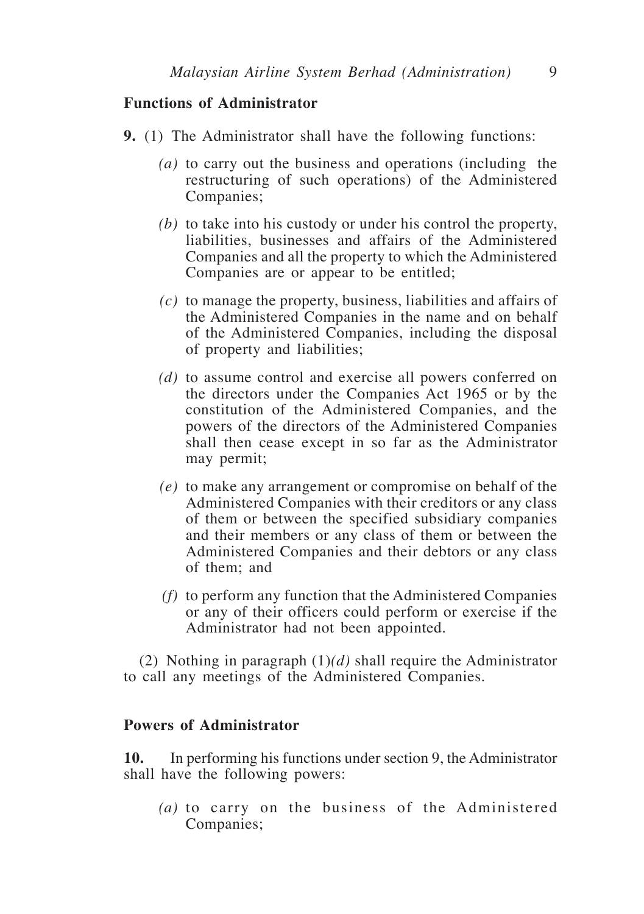**Functions of Administrator**

**9.** (1) The Administrator shall have the following functions:

*(a)* to carry out the business and operations (including the restructuring of such operations) of the Administered Companies;

*(b)* to take into his custody or under his control the property, liabilities, businesses and affairs of the Administered Companies and all the property to which the Administered Companies are or appear to be entitled;

*(c)* to manage the property, business, liabilities and affairs of the Administered Companies in the name and on behalf of the Administered Companies, including the disposal of property and liabilities;

*(d)* to assume control and exercise all powers conferred on the directors under the Companies Act 1965 or by the constitution of the Administered Companies, and the powers of the directors of the Administered Companies shall then cease except in so far as the Administrator may permit;

*(e)* to make any arrangement or compromise on behalf of the Administered Companies with their creditors or any class of them or between the specified subsidiary companies and their members or any class of them or between the Administered Companies and their debtors or any class of them; and

*(f)* to perform any function that the Administered Companies or any of their officers could perform or exercise if the Administrator had not been appointed.

(2) Nothing in paragraph (1)*(d)* shall require the Administrator to call any meetings of the Administered Companies.

**Powers of Administrator**

**10.** In performing his functions under section 9, the Administrator shall have the following powers:

*(a)* to carry on the business of the Administered Companies;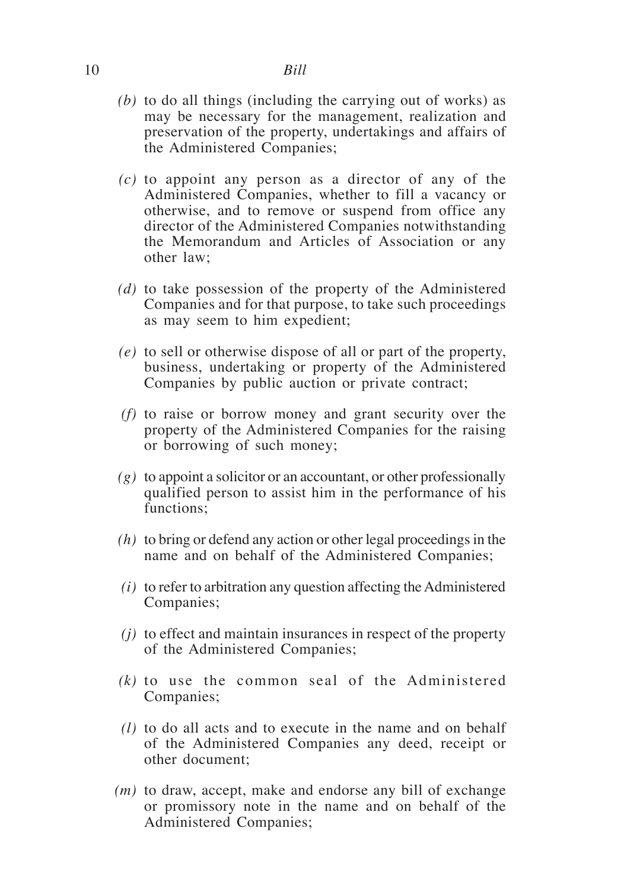- *(b)* to do all things (including the carrying out of works) as may be necessary for the management, realization and preservation of the property, undertakings and affairs of the Administered Companies;
- *(c)* to appoint any person as a director of any of the Administered Companies, whether to fill a vacancy or otherwise, and to remove or suspend from office any director of the Administered Companies notwithstanding the Memorandum and Articles of Association or any other law;
- *(d)* to take possession of the property of the Administered Companies and for that purpose, to take such proceedings as may seem to him expedient;
- *(e)* to sell or otherwise dispose of all or part of the property, business, undertaking or property of the Administered Companies by public auction or private contract;
- *(f)* to raise or borrow money and grant security over the property of the Administered Companies for the raising or borrowing of such money;
- *(g)* to appoint a solicitor or an accountant, or other professionally qualified person to assist him in the performance of his functions;
- *(h)* to bring or defend any action or other legal proceedings in the name and on behalf of the Administered Companies;
- *(i)* to refer to arbitration any question affecting the Administered Companies;
- *(j)* to effect and maintain insurances in respect of the property of the Administered Companies;
- *(k)* to use the common seal of the Administered Companies;
- *(l)* to do all acts and to execute in the name and on behalf of the Administered Companies any deed, receipt or other document;
- *(m)* to draw, accept, make and endorse any bill of exchange or promissory note in the name and on behalf of the Administered Companies;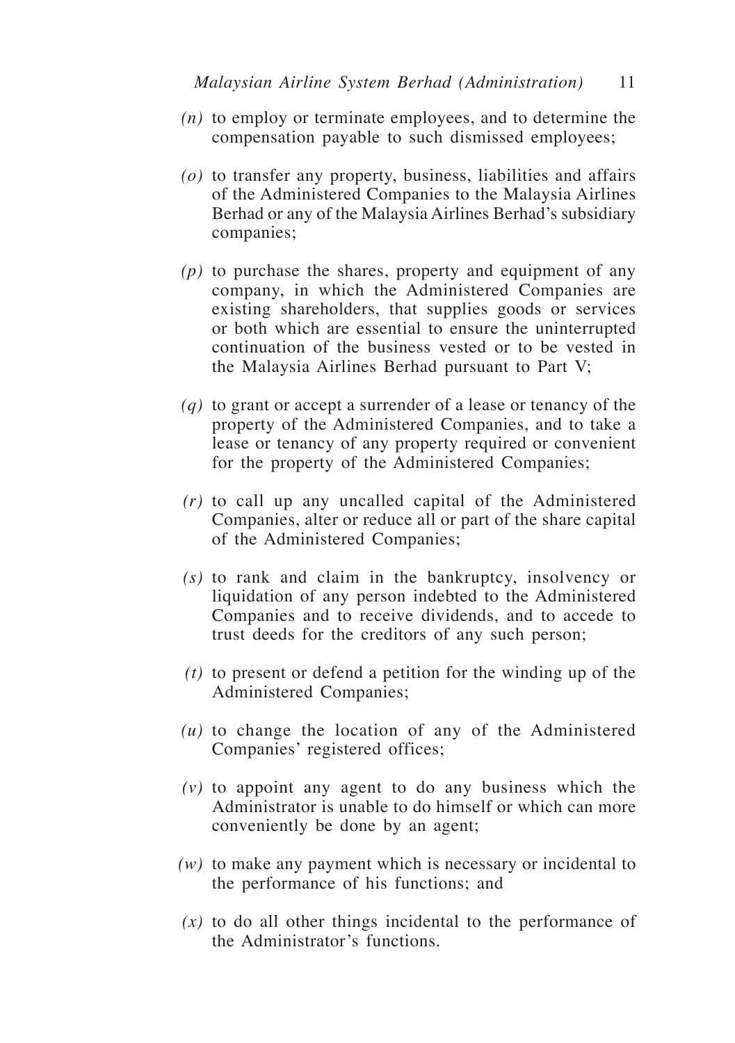*(n)* to employ or terminate employees, and to determine the compensation payable to such dismissed employees;

*(o)* to transfer any property, business, liabilities and affairs of the Administered Companies to the Malaysia Airlines Berhad or any of the Malaysia Airlines Berhad's subsidiary companies;

*(p)* to purchase the shares, property and equipment of any company, in which the Administered Companies are existing shareholders, that supplies goods or services or both which are essential to ensure the uninterrupted continuation of the business vested or to be vested in the Malaysia Airlines Berhad pursuant to Part V;

*(q)* to grant or accept a surrender of a lease or tenancy of the property of the Administered Companies, and to take a lease or tenancy of any property required or convenient for the property of the Administered Companies;

*(r)* to call up any uncalled capital of the Administered Companies, alter or reduce all or part of the share capital of the Administered Companies;

*(s)* to rank and claim in the bankruptcy, insolvency or liquidation of any person indebted to the Administered Companies and to receive dividends, and to accede to trust deeds for the creditors of any such person;

*(t)* to present or defend a petition for the winding up of the Administered Companies;

*(u)* to change the location of any of the Administered Companies' registered offices;

*(v)* to appoint any agent to do any business which the Administrator is unable to do himself or which can more conveniently be done by an agent;

*(w)* to make any payment which is necessary or incidental to the performance of his functions; and

*(x)* to do all other things incidental to the performance of the Administrator's functions.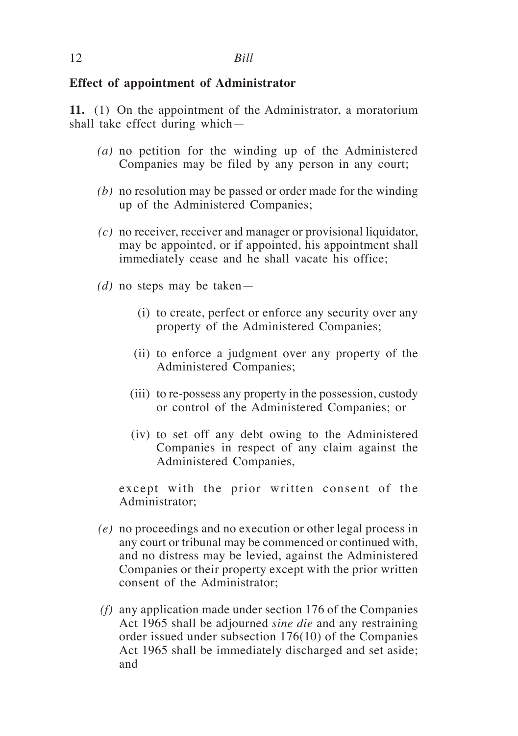**Effect of appointment of Administrator**

**11.** (1) On the appointment of the Administrator, a moratorium shall take effect during which—

*(a)* no petition for the winding up of the Administered Companies may be filed by any person in any court;

*(b)* no resolution may be passed or order made for the winding up of the Administered Companies;

*(c)* no receiver, receiver and manager or provisional liquidator, may be appointed, or if appointed, his appointment shall immediately cease and he shall vacate his office;

*(d)* no steps may be taken—

(i) to create, perfect or enforce any security over any property of the Administered Companies;

(ii) to enforce a judgment over any property of the Administered Companies;

(iii) to re-possess any property in the possession, custody or control of the Administered Companies; or

(iv) to set off any debt owing to the Administered Companies in respect of any claim against the Administered Companies,

except with the prior written consent of the Administrator;

*(e)* no proceedings and no execution or other legal process in any court or tribunal may be commenced or continued with, and no distress may be levied, against the Administered Companies or their property except with the prior written consent of the Administrator;

*(f)* any application made under section 176 of the Companies Act 1965 shall be adjourned *sine die* and any restraining order issued under subsection 176(10) of the Companies Act 1965 shall be immediately discharged and set aside; and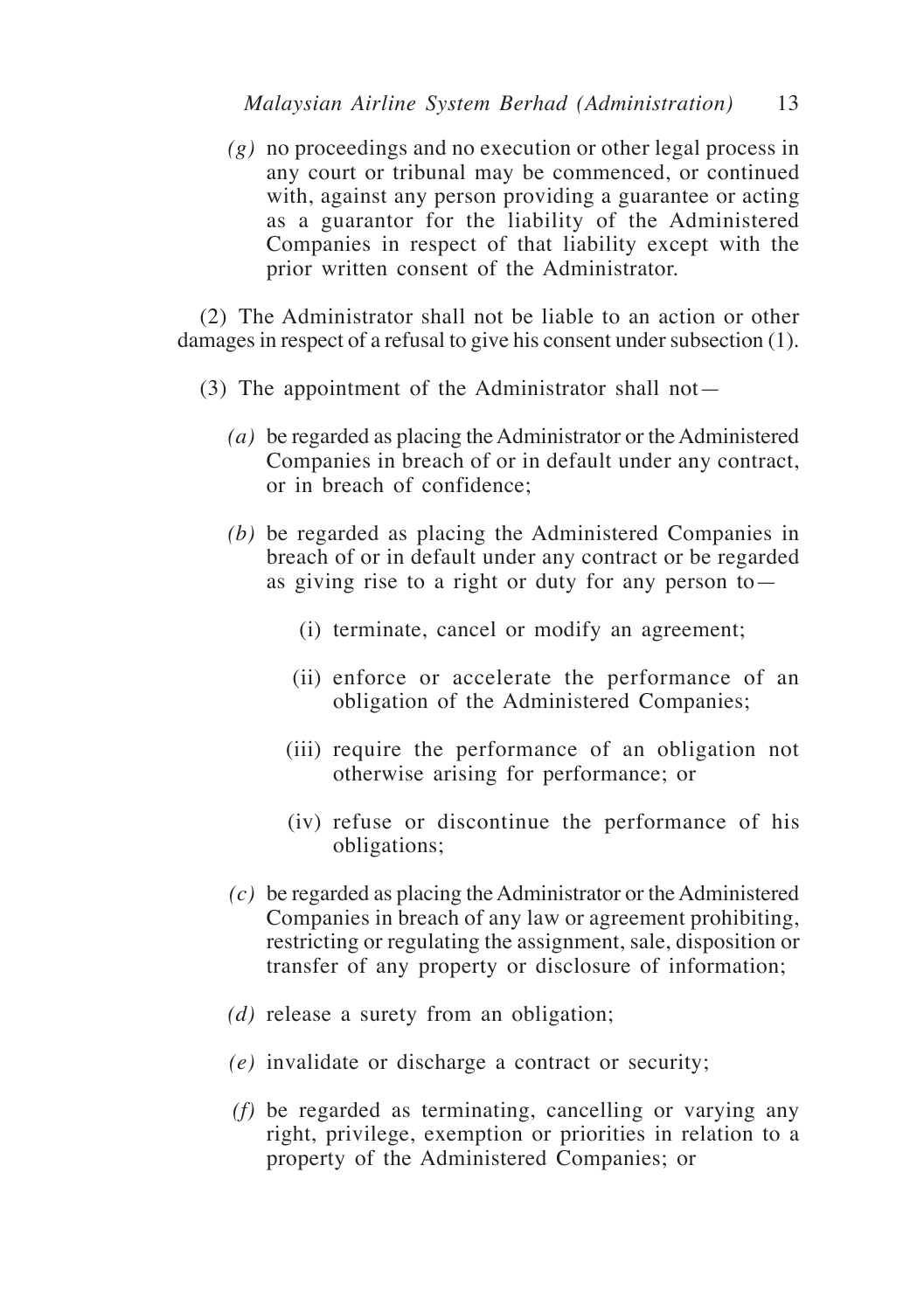*(g)* no proceedings and no execution or other legal process in any court or tribunal may be commenced, or continued with, against any person providing a guarantee or acting as a guarantor for the liability of the Administered Companies in respect of that liability except with the prior written consent of the Administrator.

(2) The Administrator shall not be liable to an action or other damages in respect of a refusal to give his consent under subsection (1).

(3) The appointment of the Administrator shall not—

*(a)* be regarded as placing the Administrator or the Administered Companies in breach of or in default under any contract, or in breach of confidence;

*(b)* be regarded as placing the Administered Companies in breach of or in default under any contract or be regarded as giving rise to a right or duty for any person to—

(i) terminate, cancel or modify an agreement;

(ii) enforce or accelerate the performance of an obligation of the Administered Companies;

(iii) require the performance of an obligation not otherwise arising for performance; or

(iv) refuse or discontinue the performance of his obligations;

*(c)* be regarded as placing the Administrator or the Administered Companies in breach of any law or agreement prohibiting, restricting or regulating the assignment, sale, disposition or transfer of any property or disclosure of information;

*(d)* release a surety from an obligation;

*(e)* invalidate or discharge a contract or security;

*(f)* be regarded as terminating, cancelling or varying any right, privilege, exemption or priorities in relation to a property of the Administered Companies; or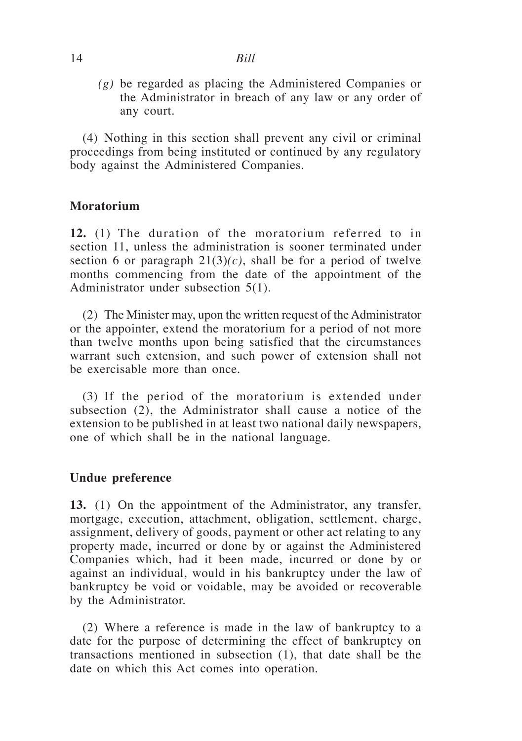*(g)* be regarded as placing the Administered Companies or the Administrator in breach of any law or any order of any court.

(4) Nothing in this section shall prevent any civil or criminal proceedings from being instituted or continued by any regulatory body against the Administered Companies.

**Moratorium**

**12.** (1) The duration of the moratorium referred to in section 11, unless the administration is sooner terminated under section 6 or paragraph 21(3)*(c)*, shall be for a period of twelve months commencing from the date of the appointment of the Administrator under subsection 5(1).

(2) The Minister may, upon the written request of the Administrator or the appointer, extend the moratorium for a period of not more than twelve months upon being satisfied that the circumstances warrant such extension, and such power of extension shall not be exercisable more than once.

(3) If the period of the moratorium is extended under subsection (2), the Administrator shall cause a notice of the extension to be published in at least two national daily newspapers, one of which shall be in the national language.

**Undue preference**

**13.** (1) On the appointment of the Administrator, any transfer, mortgage, execution, attachment, obligation, settlement, charge, assignment, delivery of goods, payment or other act relating to any property made, incurred or done by or against the Administered Companies which, had it been made, incurred or done by or against an individual, would in his bankruptcy under the law of bankruptcy be void or voidable, may be avoided or recoverable by the Administrator.

(2) Where a reference is made in the law of bankruptcy to a date for the purpose of determining the effect of bankruptcy on transactions mentioned in subsection (1), that date shall be the date on which this Act comes into operation.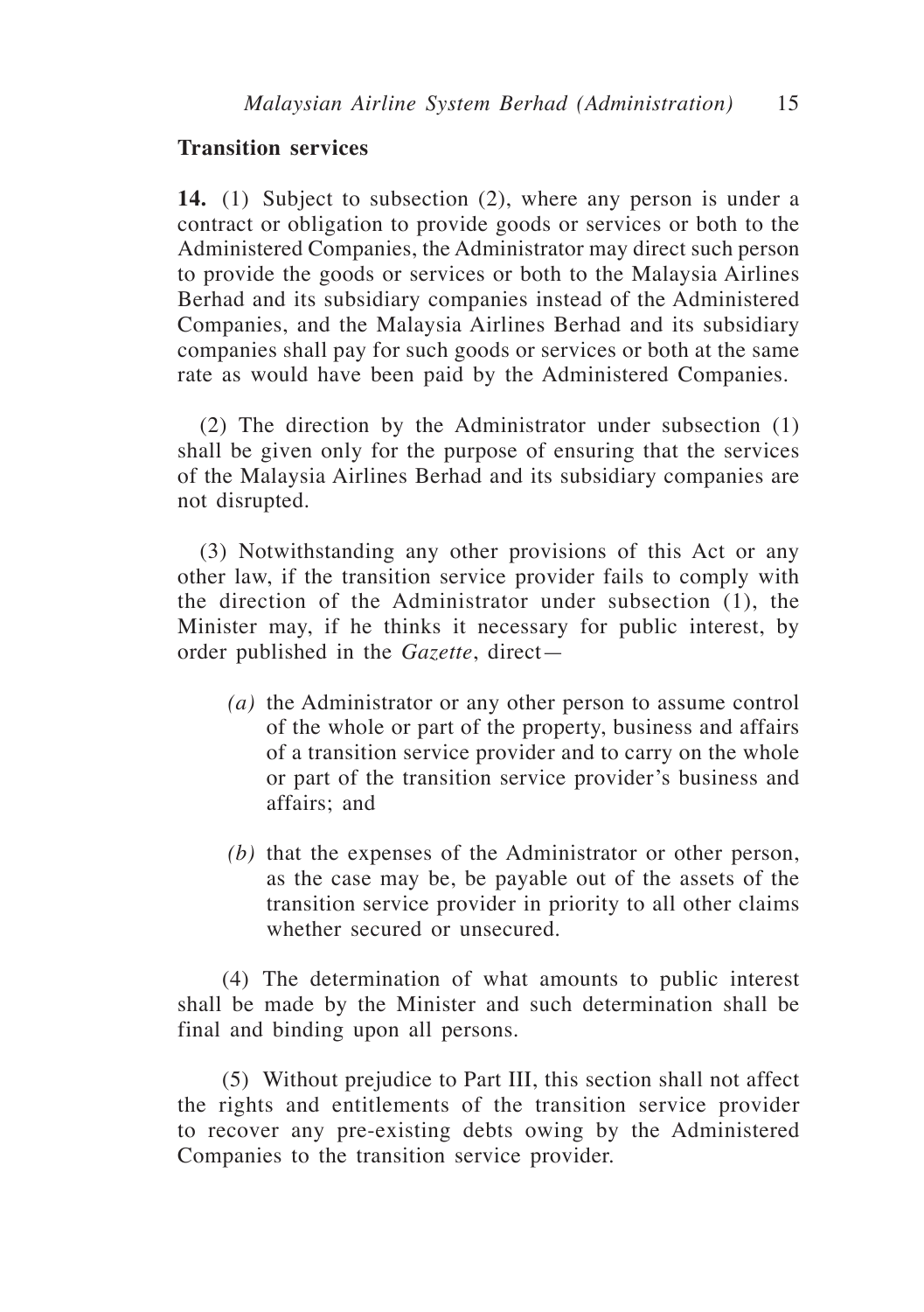## Transition services

**14.** (1) Subject to subsection (2), where any person is under a contract or obligation to provide goods or services or both to the Administered Companies, the Administrator may direct such person to provide the goods or services or both to the Malaysia Airlines Berhad and its subsidiary companies instead of the Administered Companies, and the Malaysia Airlines Berhad and its subsidiary companies shall pay for such goods or services or both at the same rate as would have been paid by the Administered Companies.

(2) The direction by the Administrator under subsection (1) shall be given only for the purpose of ensuring that the services of the Malaysia Airlines Berhad and its subsidiary companies are not disrupted.

(3) Notwithstanding any other provisions of this Act or any other law, if the transition service provider fails to comply with the direction of the Administrator under subsection (1), the Minister may, if he thinks it necessary for public interest, by order published in the *Gazette*, direct—

*(a)* the Administrator or any other person to assume control of the whole or part of the property, business and affairs of a transition service provider and to carry on the whole or part of the transition service provider's business and affairs; and

*(b)* that the expenses of the Administrator or other person, as the case may be, be payable out of the assets of the transition service provider in priority to all other claims whether secured or unsecured.

(4) The determination of what amounts to public interest shall be made by the Minister and such determination shall be final and binding upon all persons.

(5) Without prejudice to Part III, this section shall not affect the rights and entitlements of the transition service provider to recover any pre-existing debts owing by the Administered Companies to the transition service provider.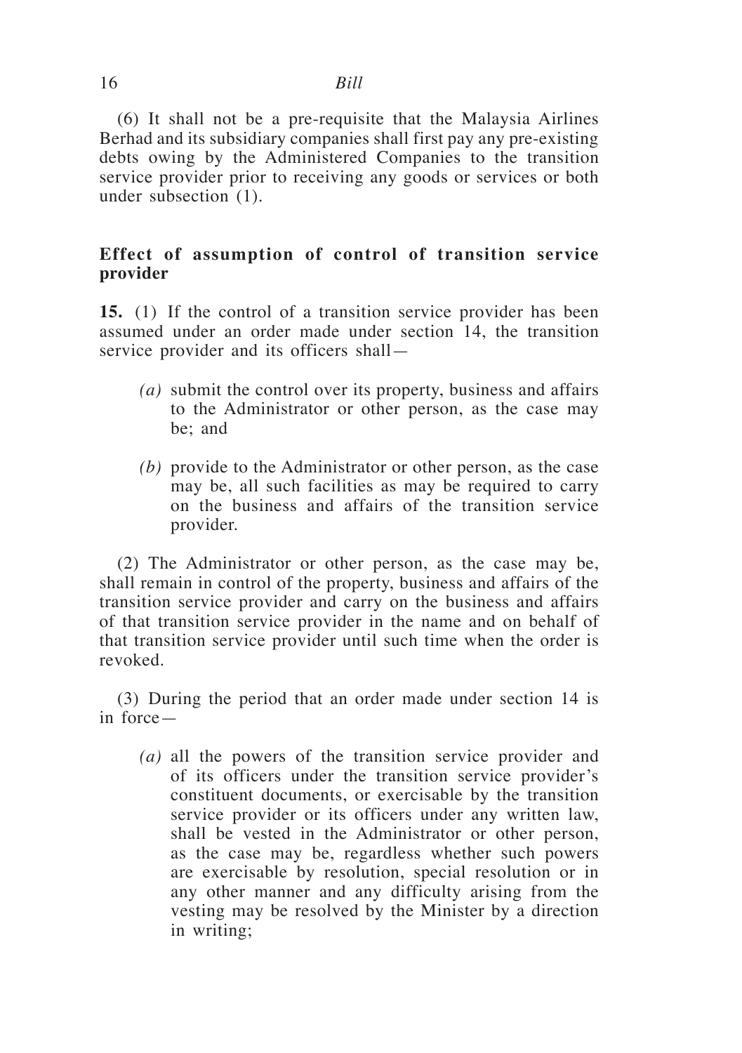(6) It shall not be a pre-requisite that the Malaysia Airlines Berhad and its subsidiary companies shall first pay any pre-existing debts owing by the Administered Companies to the transition service provider prior to receiving any goods or services or both under subsection (1).

**Effect of assumption of control of transition service provider**

**15.** (1) If the control of a transition service provider has been assumed under an order made under section 14, the transition service provider and its officers shall—

*(a)* submit the control over its property, business and affairs to the Administrator or other person, as the case may be; and

*(b)* provide to the Administrator or other person, as the case may be, all such facilities as may be required to carry on the business and affairs of the transition service provider.

(2) The Administrator or other person, as the case may be, shall remain in control of the property, business and affairs of the transition service provider and carry on the business and affairs of that transition service provider in the name and on behalf of that transition service provider until such time when the order is revoked.

(3) During the period that an order made under section 14 is in force—

*(a)* all the powers of the transition service provider and of its officers under the transition service provider's constituent documents, or exercisable by the transition service provider or its officers under any written law, shall be vested in the Administrator or other person, as the case may be, regardless whether such powers are exercisable by resolution, special resolution or in any other manner and any difficulty arising from the vesting may be resolved by the Minister by a direction in writing;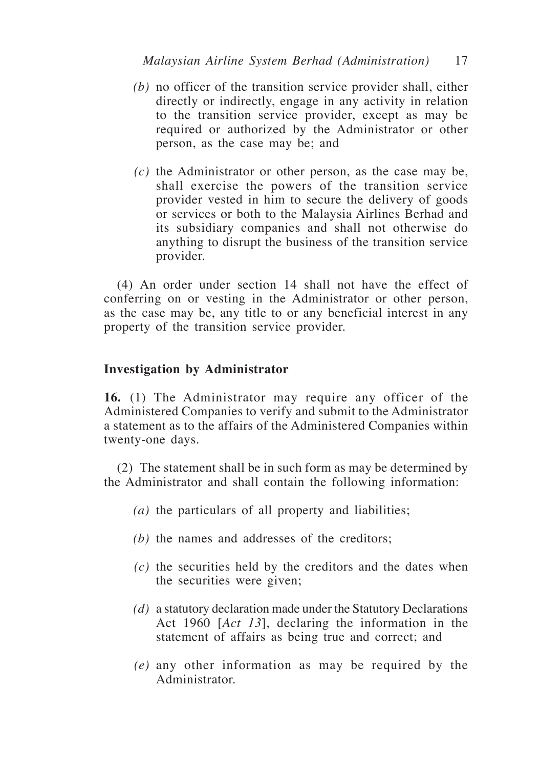*(b)* no officer of the transition service provider shall, either directly or indirectly, engage in any activity in relation to the transition service provider, except as may be required or authorized by the Administrator or other person, as the case may be; and

*(c)* the Administrator or other person, as the case may be, shall exercise the powers of the transition service provider vested in him to secure the delivery of goods or services or both to the Malaysia Airlines Berhad and its subsidiary companies and shall not otherwise do anything to disrupt the business of the transition service provider.

(4) An order under section 14 shall not have the effect of conferring on or vesting in the Administrator or other person, as the case may be, any title to or any beneficial interest in any property of the transition service provider.

**Investigation by Administrator**

**16.** (1) The Administrator may require any officer of the Administered Companies to verify and submit to the Administrator a statement as to the affairs of the Administered Companies within twenty-one days.

(2) The statement shall be in such form as may be determined by the Administrator and shall contain the following information:

*(a)* the particulars of all property and liabilities;

*(b)* the names and addresses of the creditors;

*(c)* the securities held by the creditors and the dates when the securities were given;

*(d)* a statutory declaration made under the Statutory Declarations Act 1960 [*Act 13*], declaring the information in the statement of affairs as being true and correct; and

*(e)* any other information as may be required by the Administrator.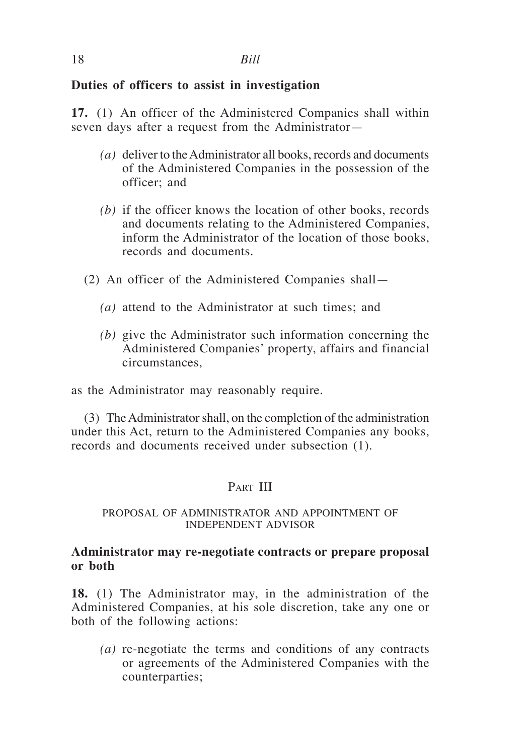**Duties of officers to assist in investigation**

**17.** (1) An officer of the Administered Companies shall within seven days after a request from the Administrator—

*(a)* deliver to the Administrator all books, records and documents of the Administered Companies in the possession of the officer; and

*(b)* if the officer knows the location of other books, records and documents relating to the Administered Companies, inform the Administrator of the location of those books, records and documents.

(2) An officer of the Administered Companies shall—

*(a)* attend to the Administrator at such times; and

*(b)* give the Administrator such information concerning the Administered Companies' property, affairs and financial circumstances,

as the Administrator may reasonably require.

(3) The Administrator shall, on the completion of the administration under this Act, return to the Administered Companies any books, records and documents received under subsection (1).

## Part III

### PROPOSAL OF ADMINISTRATOR AND APPOINTMENT OF INDEPENDENT ADVISOR

**Administrator may re-negotiate contracts or prepare proposal or both**

**18.** (1) The Administrator may, in the administration of the Administered Companies, at his sole discretion, take any one or both of the following actions:

*(a)* re-negotiate the terms and conditions of any contracts or agreements of the Administered Companies with the counterparties;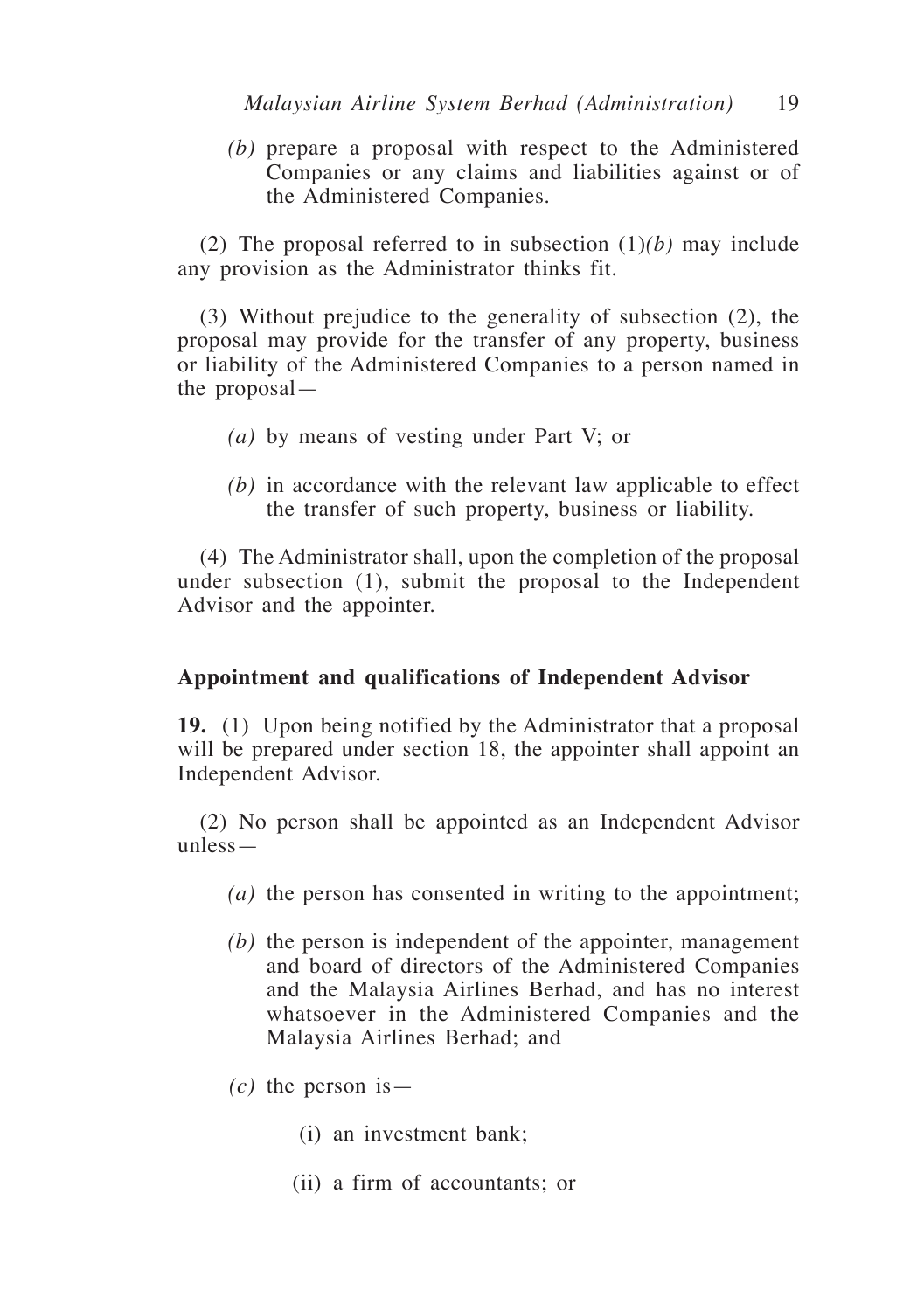*(b)* prepare a proposal with respect to the Administered Companies or any claims and liabilities against or of the Administered Companies.

(2) The proposal referred to in subsection (1)*(b)* may include any provision as the Administrator thinks fit.

(3) Without prejudice to the generality of subsection (2), the proposal may provide for the transfer of any property, business or liability of the Administered Companies to a person named in the proposal—

*(a)* by means of vesting under Part V; or

*(b)* in accordance with the relevant law applicable to effect the transfer of such property, business or liability.

(4) The Administrator shall, upon the completion of the proposal under subsection (1), submit the proposal to the Independent Advisor and the appointer.

**Appointment and qualifications of Independent Advisor**

**19.** (1) Upon being notified by the Administrator that a proposal will be prepared under section 18, the appointer shall appoint an Independent Advisor.

(2) No person shall be appointed as an Independent Advisor unless—

*(a)* the person has consented in writing to the appointment;

*(b)* the person is independent of the appointer, management and board of directors of the Administered Companies and the Malaysia Airlines Berhad, and has no interest whatsoever in the Administered Companies and the Malaysia Airlines Berhad; and

*(c)* the person is—

(i) an investment bank;

(ii) a firm of accountants; or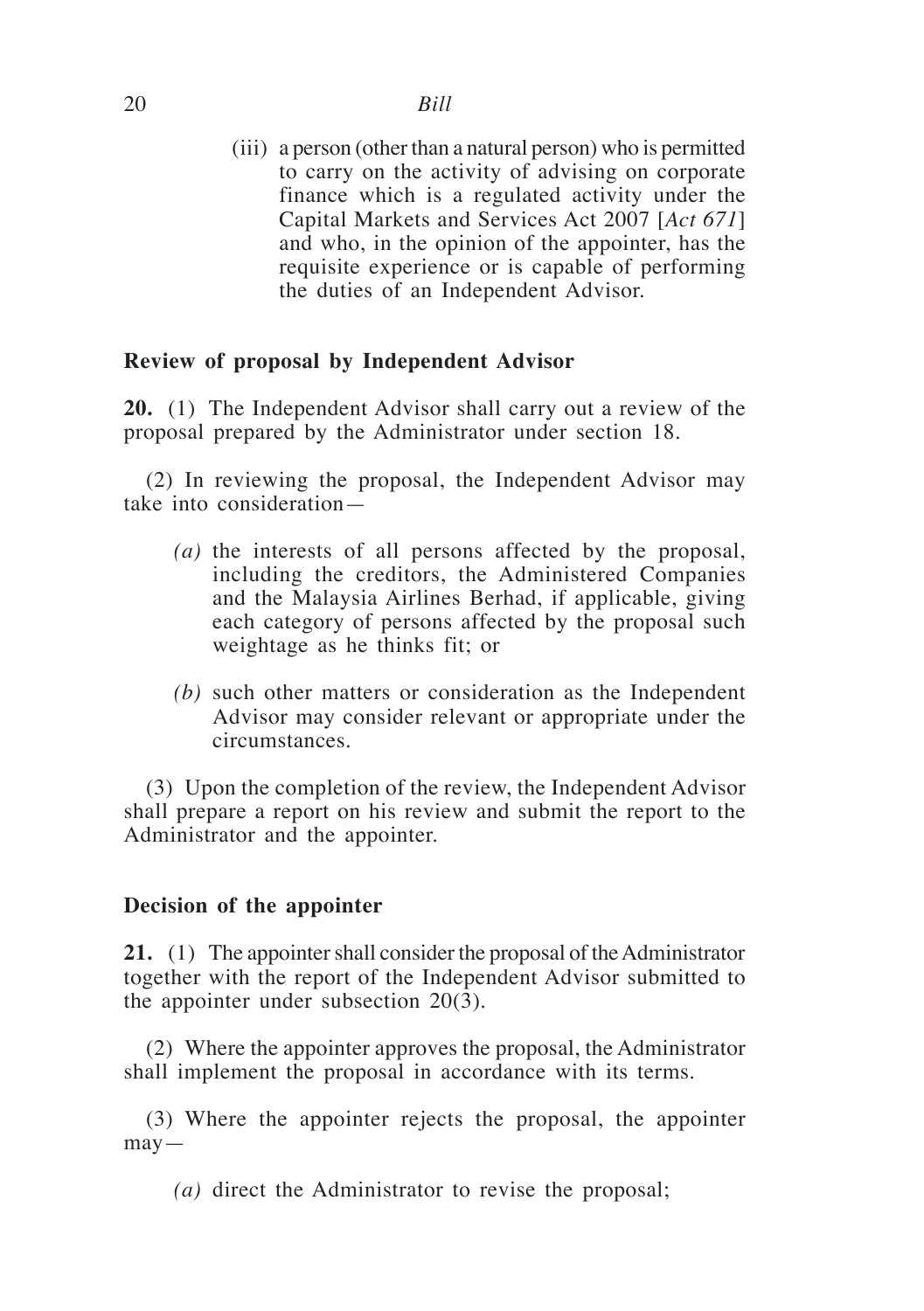(iii) a person (other than a natural person) who is permitted to carry on the activity of advising on corporate finance which is a regulated activity under the Capital Markets and Services Act 2007 [*Act 671*] and who, in the opinion of the appointer, has the requisite experience or is capable of performing the duties of an Independent Advisor.

### Review of proposal by Independent Advisor

**20.** (1) The Independent Advisor shall carry out a review of the proposal prepared by the Administrator under section 18.

(2) In reviewing the proposal, the Independent Advisor may take into consideration—

*(a)* the interests of all persons affected by the proposal, including the creditors, the Administered Companies and the Malaysia Airlines Berhad, if applicable, giving each category of persons affected by the proposal such weightage as he thinks fit; or

*(b)* such other matters or consideration as the Independent Advisor may consider relevant or appropriate under the circumstances.

(3) Upon the completion of the review, the Independent Advisor shall prepare a report on his review and submit the report to the Administrator and the appointer.

### Decision of the appointer

**21.** (1) The appointer shall consider the proposal of the Administrator together with the report of the Independent Advisor submitted to the appointer under subsection 20(3).

(2) Where the appointer approves the proposal, the Administrator shall implement the proposal in accordance with its terms.

(3) Where the appointer rejects the proposal, the appointer may—

*(a)* direct the Administrator to revise the proposal;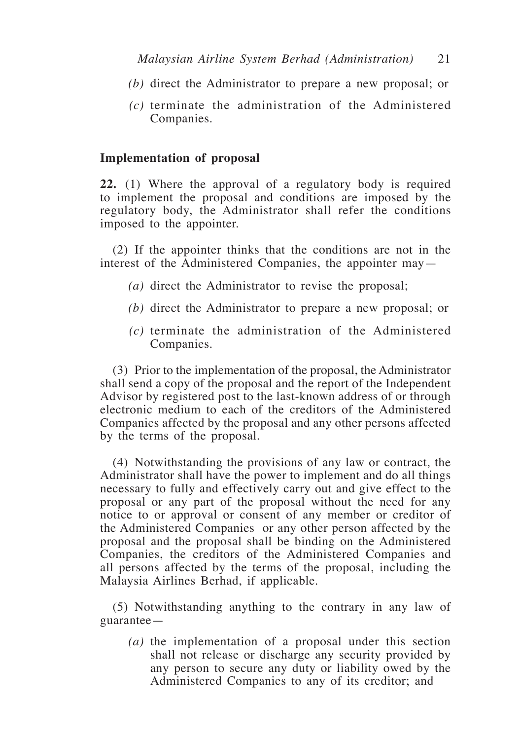*(b)* direct the Administrator to prepare a new proposal; or

*(c)* terminate the administration of the Administered Companies.

**Implementation of proposal**

**22.** (1) Where the approval of a regulatory body is required to implement the proposal and conditions are imposed by the regulatory body, the Administrator shall refer the conditions imposed to the appointer.

(2) If the appointer thinks that the conditions are not in the interest of the Administered Companies, the appointer may—

*(a)* direct the Administrator to revise the proposal;

*(b)* direct the Administrator to prepare a new proposal; or

*(c)* terminate the administration of the Administered Companies.

(3) Prior to the implementation of the proposal, the Administrator shall send a copy of the proposal and the report of the Independent Advisor by registered post to the last-known address of or through electronic medium to each of the creditors of the Administered Companies affected by the proposal and any other persons affected by the terms of the proposal.

(4) Notwithstanding the provisions of any law or contract, the Administrator shall have the power to implement and do all things necessary to fully and effectively carry out and give effect to the proposal or any part of the proposal without the need for any notice to or approval or consent of any member or creditor of the Administered Companies or any other person affected by the proposal and the proposal shall be binding on the Administered Companies, the creditors of the Administered Companies and all persons affected by the terms of the proposal, including the Malaysia Airlines Berhad, if applicable.

(5) Notwithstanding anything to the contrary in any law of guarantee—

*(a)* the implementation of a proposal under this section shall not release or discharge any security provided by any person to secure any duty or liability owed by the Administered Companies to any of its creditor; and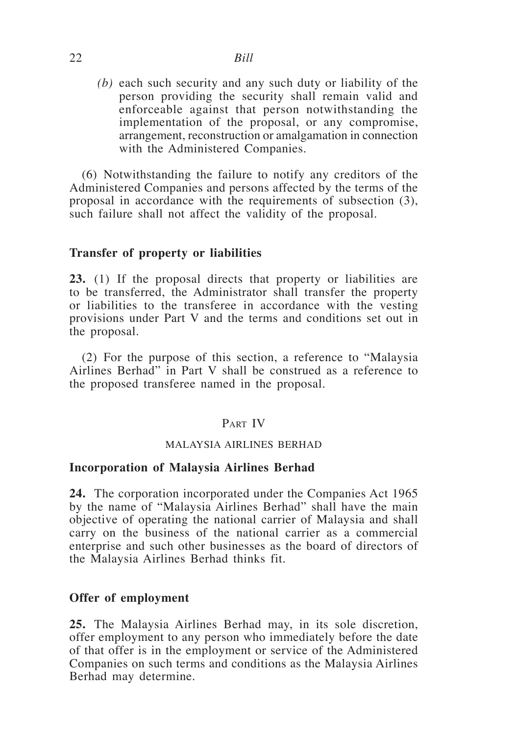*(b)* each such security and any such duty or liability of the person providing the security shall remain valid and enforceable against that person notwithstanding the implementation of the proposal, or any compromise, arrangement, reconstruction or amalgamation in connection with the Administered Companies.

(6) Notwithstanding the failure to notify any creditors of the Administered Companies and persons affected by the terms of the proposal in accordance with the requirements of subsection (3), such failure shall not affect the validity of the proposal.

**Transfer of property or liabilities**

**23.** (1) If the proposal directs that property or liabilities are to be transferred, the Administrator shall transfer the property or liabilities to the transferee in accordance with the vesting provisions under Part V and the terms and conditions set out in the proposal.

(2) For the purpose of this section, a reference to "Malaysia Airlines Berhad" in Part V shall be construed as a reference to the proposed transferee named in the proposal.

## Part IV

## MALAYSIA AIRLINES BERHAD

**Incorporation of Malaysia Airlines Berhad**

**24.** The corporation incorporated under the Companies Act 1965 by the name of "Malaysia Airlines Berhad" shall have the main objective of operating the national carrier of Malaysia and shall carry on the business of the national carrier as a commercial enterprise and such other businesses as the board of directors of the Malaysia Airlines Berhad thinks fit.

**Offer of employment**

**25.** The Malaysia Airlines Berhad may, in its sole discretion, offer employment to any person who immediately before the date of that offer is in the employment or service of the Administered Companies on such terms and conditions as the Malaysia Airlines Berhad may determine.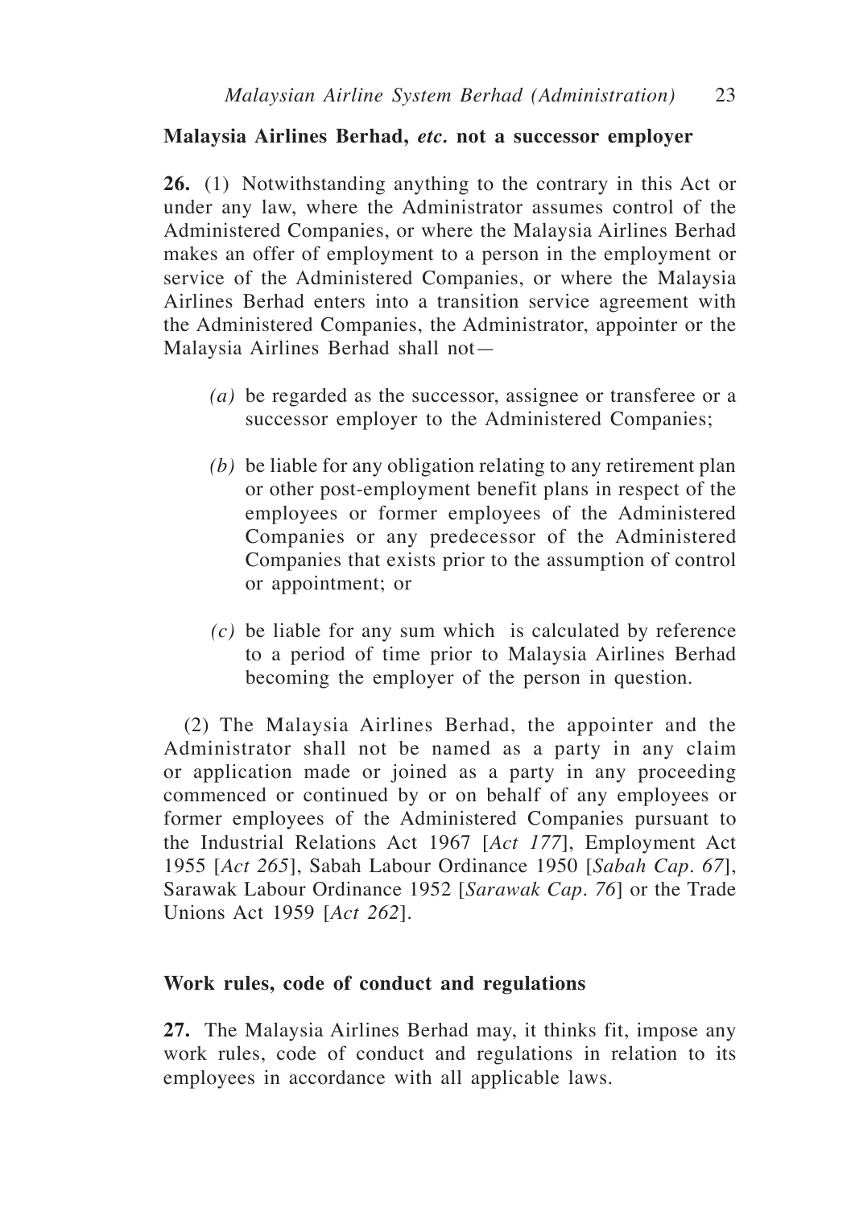### Malaysia Airlines Berhad, *etc.* not a successor employer

**26.** (1) Notwithstanding anything to the contrary in this Act or under any law, where the Administrator assumes control of the Administered Companies, or where the Malaysia Airlines Berhad makes an offer of employment to a person in the employment or service of the Administered Companies, or where the Malaysia Airlines Berhad enters into a transition service agreement with the Administered Companies, the Administrator, appointer or the Malaysia Airlines Berhad shall not—

*(a)* be regarded as the successor, assignee or transferee or a successor employer to the Administered Companies;

*(b)* be liable for any obligation relating to any retirement plan or other post-employment benefit plans in respect of the employees or former employees of the Administered Companies or any predecessor of the Administered Companies that exists prior to the assumption of control or appointment; or

*(c)* be liable for any sum which is calculated by reference to a period of time prior to Malaysia Airlines Berhad becoming the employer of the person in question.

(2) The Malaysia Airlines Berhad, the appointer and the Administrator shall not be named as a party in any claim or application made or joined as a party in any proceeding commenced or continued by or on behalf of any employees or former employees of the Administered Companies pursuant to the Industrial Relations Act 1967 [*Act 177*], Employment Act 1955 [*Act 265*], Sabah Labour Ordinance 1950 [*Sabah Cap. 67*], Sarawak Labour Ordinance 1952 [*Sarawak Cap. 76*] or the Trade Unions Act 1959 [*Act 262*].

### Work rules, code of conduct and regulations

**27.** The Malaysia Airlines Berhad may, it thinks fit, impose any work rules, code of conduct and regulations in relation to its employees in accordance with all applicable laws.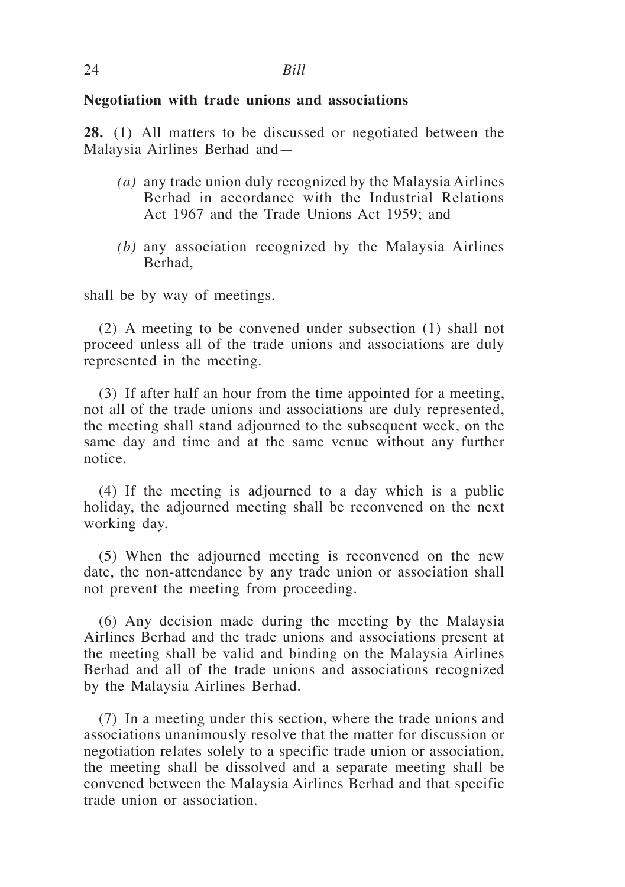**Negotiation with trade unions and associations**

**28.** (1) All matters to be discussed or negotiated between the Malaysia Airlines Berhad and—

*(a)* any trade union duly recognized by the Malaysia Airlines Berhad in accordance with the Industrial Relations Act 1967 and the Trade Unions Act 1959; and

*(b)* any association recognized by the Malaysia Airlines Berhad,

shall be by way of meetings.

(2) A meeting to be convened under subsection (1) shall not proceed unless all of the trade unions and associations are duly represented in the meeting.

(3) If after half an hour from the time appointed for a meeting, not all of the trade unions and associations are duly represented, the meeting shall stand adjourned to the subsequent week, on the same day and time and at the same venue without any further notice.

(4) If the meeting is adjourned to a day which is a public holiday, the adjourned meeting shall be reconvened on the next working day.

(5) When the adjourned meeting is reconvened on the new date, the non-attendance by any trade union or association shall not prevent the meeting from proceeding.

(6) Any decision made during the meeting by the Malaysia Airlines Berhad and the trade unions and associations present at the meeting shall be valid and binding on the Malaysia Airlines Berhad and all of the trade unions and associations recognized by the Malaysia Airlines Berhad.

(7) In a meeting under this section, where the trade unions and associations unanimously resolve that the matter for discussion or negotiation relates solely to a specific trade union or association, the meeting shall be dissolved and a separate meeting shall be convened between the Malaysia Airlines Berhad and that specific trade union or association.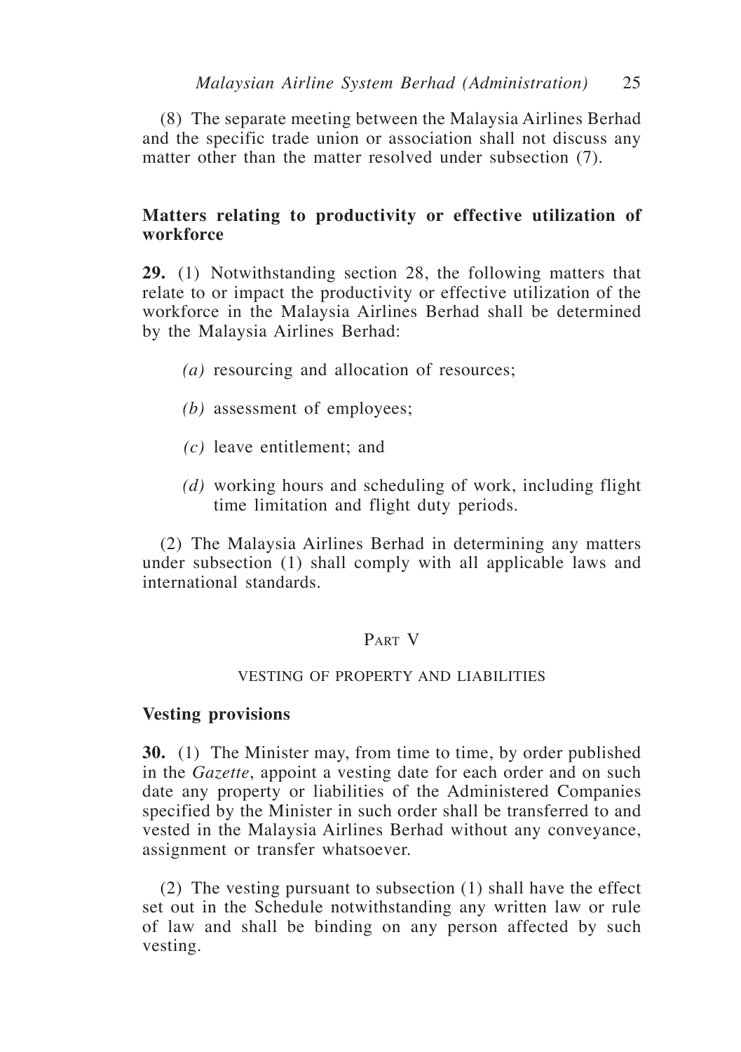(8) The separate meeting between the Malaysia Airlines Berhad and the specific trade union or association shall not discuss any matter other than the matter resolved under subsection (7).

**Matters relating to productivity or effective utilization of workforce**

**29.** (1) Notwithstanding section 28, the following matters that relate to or impact the productivity or effective utilization of the workforce in the Malaysia Airlines Berhad shall be determined by the Malaysia Airlines Berhad:

*(a)* resourcing and allocation of resources;

*(b)* assessment of employees;

*(c)* leave entitlement; and

*(d)* working hours and scheduling of work, including flight time limitation and flight duty periods.

(2) The Malaysia Airlines Berhad in determining any matters under subsection (1) shall comply with all applicable laws and international standards.

## Part V

## VESTING OF PROPERTY AND LIABILITIES

**Vesting provisions**

**30.** (1) The Minister may, from time to time, by order published in the *Gazette*, appoint a vesting date for each order and on such date any property or liabilities of the Administered Companies specified by the Minister in such order shall be transferred to and vested in the Malaysia Airlines Berhad without any conveyance, assignment or transfer whatsoever.

(2) The vesting pursuant to subsection (1) shall have the effect set out in the Schedule notwithstanding any written law or rule of law and shall be binding on any person affected by such vesting.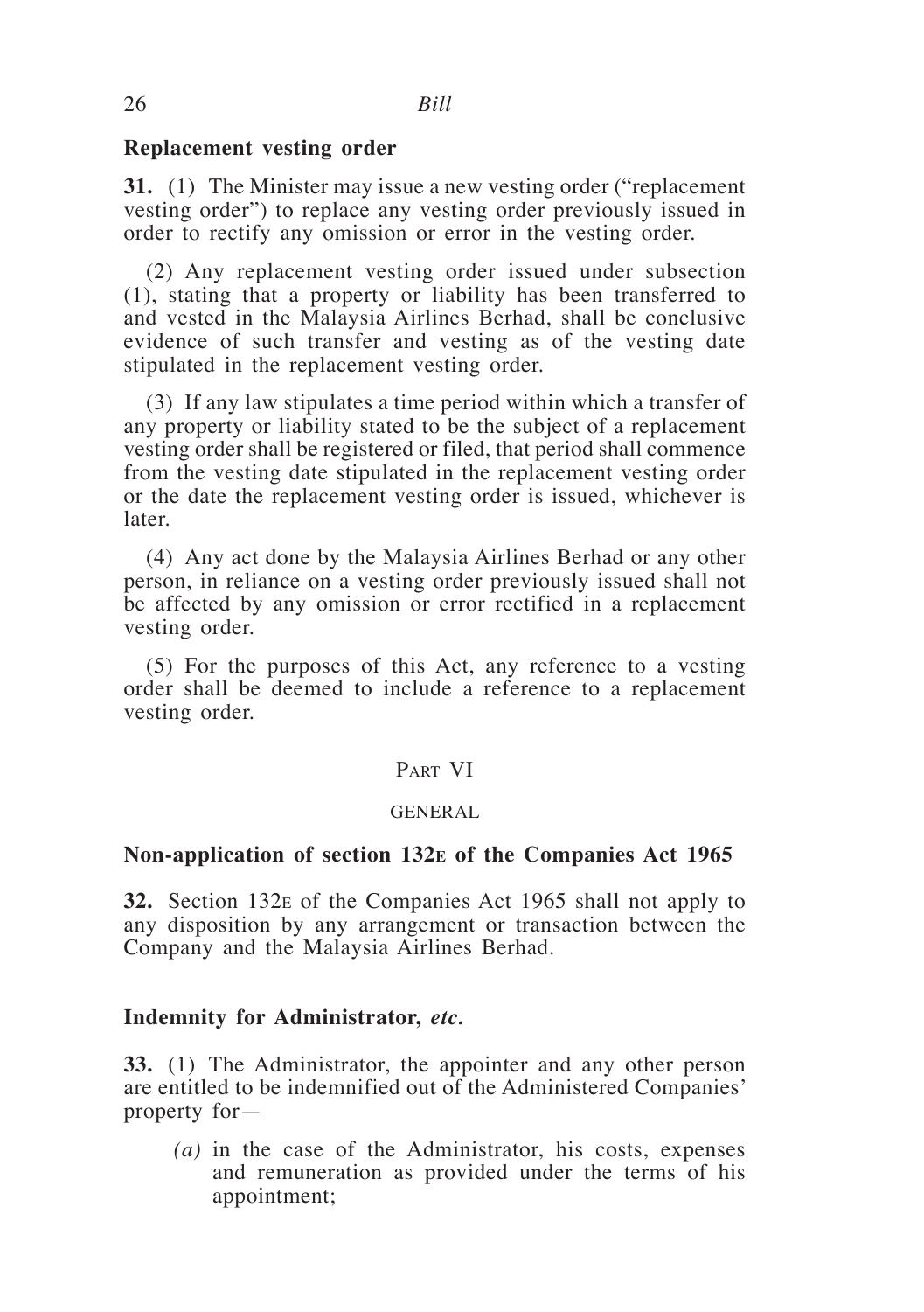### Replacement vesting order

**31.** (1) The Minister may issue a new vesting order ("replacement vesting order") to replace any vesting order previously issued in order to rectify any omission or error in the vesting order.

(2) Any replacement vesting order issued under subsection (1), stating that a property or liability has been transferred to and vested in the Malaysia Airlines Berhad, shall be conclusive evidence of such transfer and vesting as of the vesting date stipulated in the replacement vesting order.

(3) If any law stipulates a time period within which a transfer of any property or liability stated to be the subject of a replacement vesting order shall be registered or filed, that period shall commence from the vesting date stipulated in the replacement vesting order or the date the replacement vesting order is issued, whichever is later.

(4) Any act done by the Malaysia Airlines Berhad or any other person, in reliance on a vesting order previously issued shall not be affected by any omission or error rectified in a replacement vesting order.

(5) For the purposes of this Act, any reference to a vesting order shall be deemed to include a reference to a replacement vesting order.

## PART VI

## GENERAL

### Non-application of section 132E of the Companies Act 1965

**32.** Section 132E of the Companies Act 1965 shall not apply to any disposition by any arrangement or transaction between the Company and the Malaysia Airlines Berhad.

### Indemnity for Administrator, *etc.*

**33.** (1) The Administrator, the appointer and any other person are entitled to be indemnified out of the Administered Companies' property for—

*(a)* in the case of the Administrator, his costs, expenses and remuneration as provided under the terms of his appointment;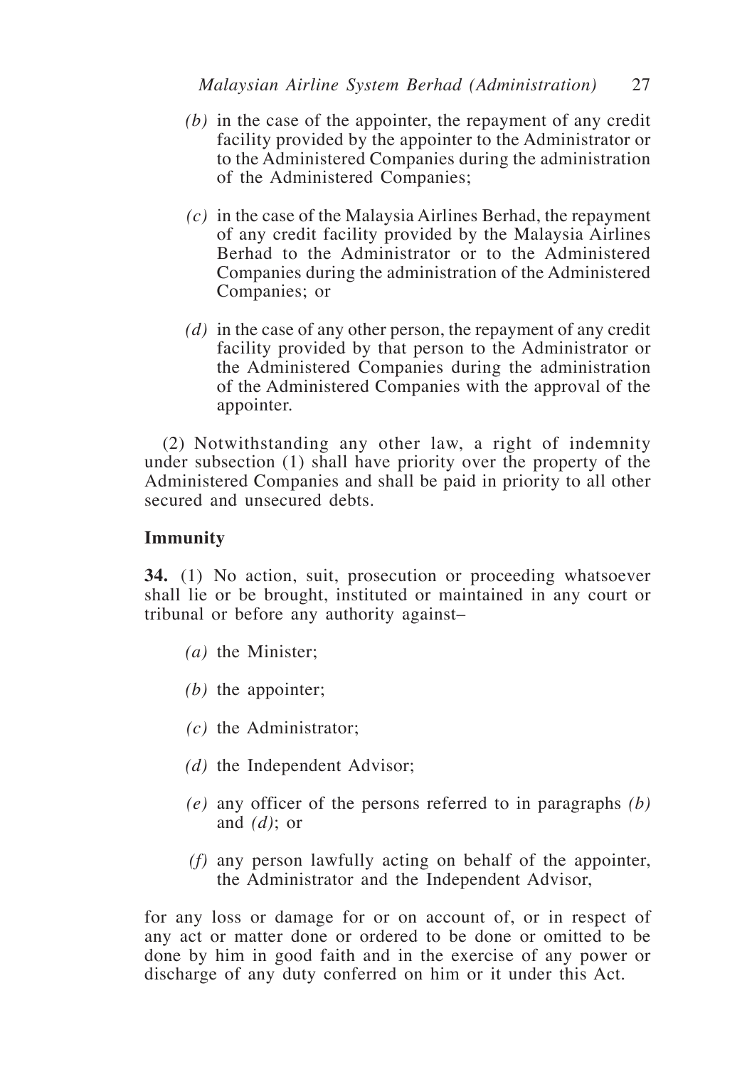*(b)* in the case of the appointer, the repayment of any credit facility provided by the appointer to the Administrator or to the Administered Companies during the administration of the Administered Companies;

*(c)* in the case of the Malaysia Airlines Berhad, the repayment of any credit facility provided by the Malaysia Airlines Berhad to the Administrator or to the Administered Companies during the administration of the Administered Companies; or

*(d)* in the case of any other person, the repayment of any credit facility provided by that person to the Administrator or the Administered Companies during the administration of the Administered Companies with the approval of the appointer.

(2) Notwithstanding any other law, a right of indemnity under subsection (1) shall have priority over the property of the Administered Companies and shall be paid in priority to all other secured and unsecured debts.

**Immunity**

**34.** (1) No action, suit, prosecution or proceeding whatsoever shall lie or be brought, instituted or maintained in any court or tribunal or before any authority against–

*(a)* the Minister;

*(b)* the appointer;

*(c)* the Administrator;

*(d)* the Independent Advisor;

*(e)* any officer of the persons referred to in paragraphs *(b)* and *(d)*; or

*(f)* any person lawfully acting on behalf of the appointer, the Administrator and the Independent Advisor,

for any loss or damage for or on account of, or in respect of any act or matter done or ordered to be done or omitted to be done by him in good faith and in the exercise of any power or discharge of any duty conferred on him or it under this Act.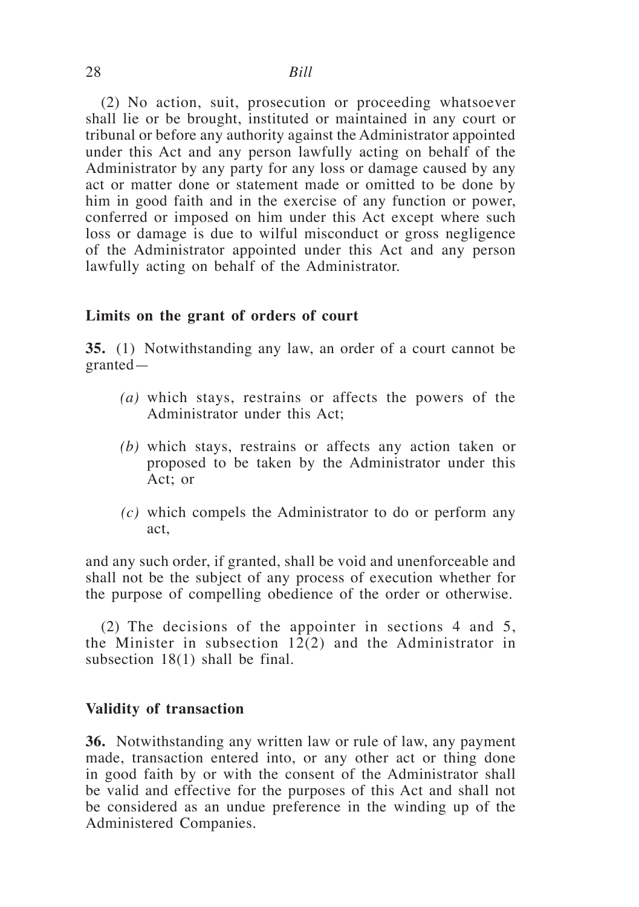(2) No action, suit, prosecution or proceeding whatsoever shall lie or be brought, instituted or maintained in any court or tribunal or before any authority against the Administrator appointed under this Act and any person lawfully acting on behalf of the Administrator by any party for any loss or damage caused by any act or matter done or statement made or omitted to be done by him in good faith and in the exercise of any function or power, conferred or imposed on him under this Act except where such loss or damage is due to wilful misconduct or gross negligence of the Administrator appointed under this Act and any person lawfully acting on behalf of the Administrator.

**Limits on the grant of orders of court**

**35.** (1) Notwithstanding any law, an order of a court cannot be granted—

*(a)* which stays, restrains or affects the powers of the Administrator under this Act;

*(b)* which stays, restrains or affects any action taken or proposed to be taken by the Administrator under this Act; or

*(c)* which compels the Administrator to do or perform any act,

and any such order, if granted, shall be void and unenforceable and shall not be the subject of any process of execution whether for the purpose of compelling obedience of the order or otherwise.

(2) The decisions of the appointer in sections 4 and 5, the Minister in subsection 12(2) and the Administrator in subsection 18(1) shall be final.

**Validity of transaction**

**36.** Notwithstanding any written law or rule of law, any payment made, transaction entered into, or any other act or thing done in good faith by or with the consent of the Administrator shall be valid and effective for the purposes of this Act and shall not be considered as an undue preference in the winding up of the Administered Companies.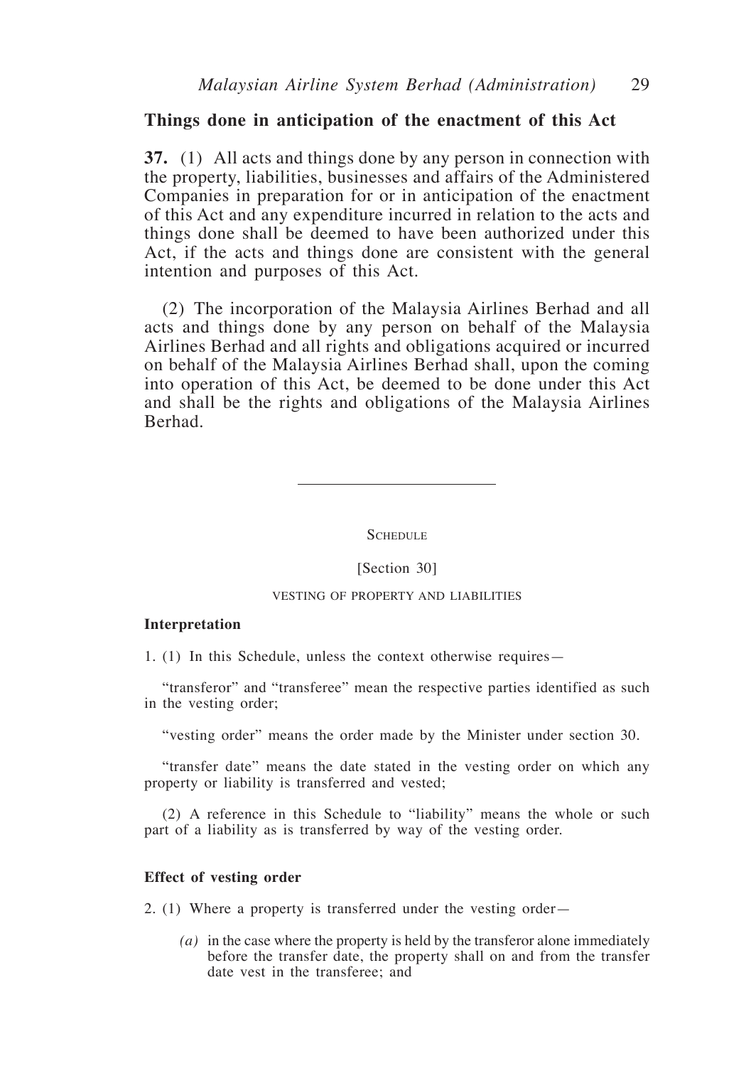## Things done in anticipation of the enactment of this Act

**37.** (1) All acts and things done by any person in connection with the property, liabilities, businesses and affairs of the Administered Companies in preparation for or in anticipation of the enactment of this Act and any expenditure incurred in relation to the acts and things done shall be deemed to have been authorized under this Act, if the acts and things done are consistent with the general intention and purposes of this Act.

(2) The incorporation of the Malaysia Airlines Berhad and all acts and things done by any person on behalf of the Malaysia Airlines Berhad and all rights and obligations acquired or incurred on behalf of the Malaysia Airlines Berhad shall, upon the coming into operation of this Act, be deemed to be done under this Act and shall be the rights and obligations of the Malaysia Airlines Berhad.

---

SCHEDULE

[Section 30]

VESTING OF PROPERTY AND LIABILITIES

**Interpretation**

1. (1) In this Schedule, unless the context otherwise requires—

"transferor" and "transferee" mean the respective parties identified as such in the vesting order;

"vesting order" means the order made by the Minister under section 30.

"transfer date" means the date stated in the vesting order on which any property or liability is transferred and vested;

(2) A reference in this Schedule to "liability" means the whole or such part of a liability as is transferred by way of the vesting order.

**Effect of vesting order**

2. (1) Where a property is transferred under the vesting order—

*(a)* in the case where the property is held by the transferor alone immediately before the transfer date, the property shall on and from the transfer date vest in the transferee; and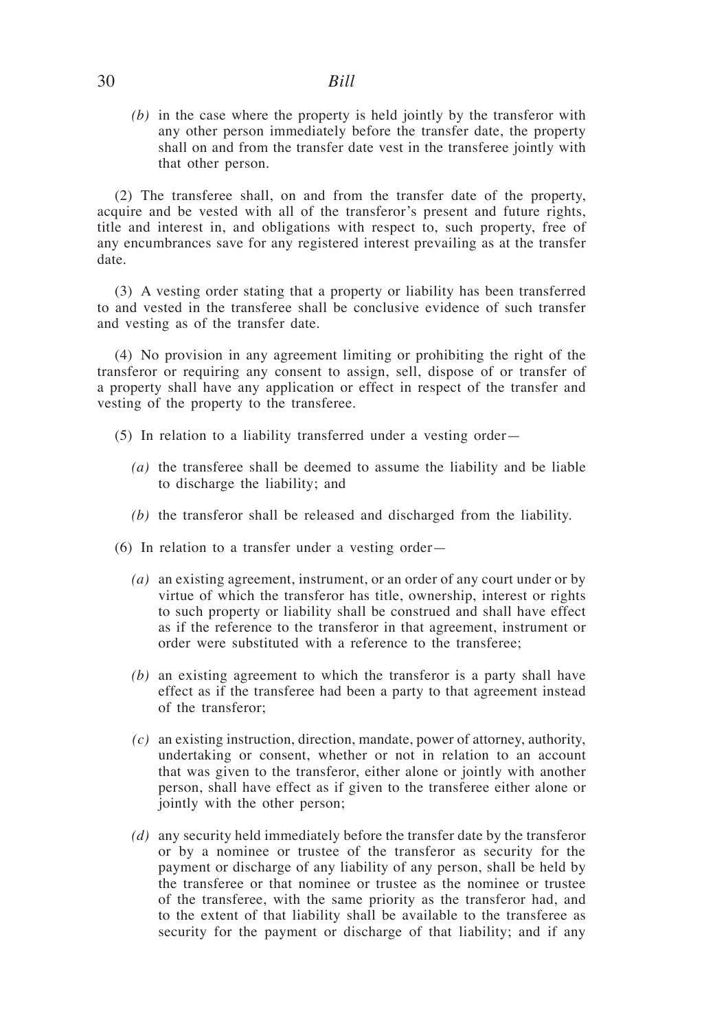(*b*) in the case where the property is held jointly by the transferor with any other person immediately before the transfer date, the property shall on and from the transfer date vest in the transferee jointly with that other person.

(2) The transferee shall, on and from the transfer date of the property, acquire and be vested with all of the transferor's present and future rights, title and interest in, and obligations with respect to, such property, free of any encumbrances save for any registered interest prevailing as at the transfer date.

(3) A vesting order stating that a property or liability has been transferred to and vested in the transferee shall be conclusive evidence of such transfer and vesting as of the transfer date.

(4) No provision in any agreement limiting or prohibiting the right of the transferor or requiring any consent to assign, sell, dispose of or transfer of a property shall have any application or effect in respect of the transfer and vesting of the property to the transferee.

(5) In relation to a liability transferred under a vesting order—

(*a*) the transferee shall be deemed to assume the liability and be liable to discharge the liability; and

(*b*) the transferor shall be released and discharged from the liability.

(6) In relation to a transfer under a vesting order—

(*a*) an existing agreement, instrument, or an order of any court under or by virtue of which the transferor has title, ownership, interest or rights to such property or liability shall be construed and shall have effect as if the reference to the transferor in that agreement, instrument or order were substituted with a reference to the transferee;

(*b*) an existing agreement to which the transferor is a party shall have effect as if the transferee had been a party to that agreement instead of the transferor;

(*c*) an existing instruction, direction, mandate, power of attorney, authority, undertaking or consent, whether or not in relation to an account that was given to the transferor, either alone or jointly with another person, shall have effect as if given to the transferee either alone or jointly with the other person;

(*d*) any security held immediately before the transfer date by the transferor or by a nominee or trustee of the transferor as security for the payment or discharge of any liability of any person, shall be held by the transferee or that nominee or trustee as the nominee or trustee of the transferee, with the same priority as the transferor had, and to the extent of that liability shall be available to the transferee as security for the payment or discharge of that liability; and if any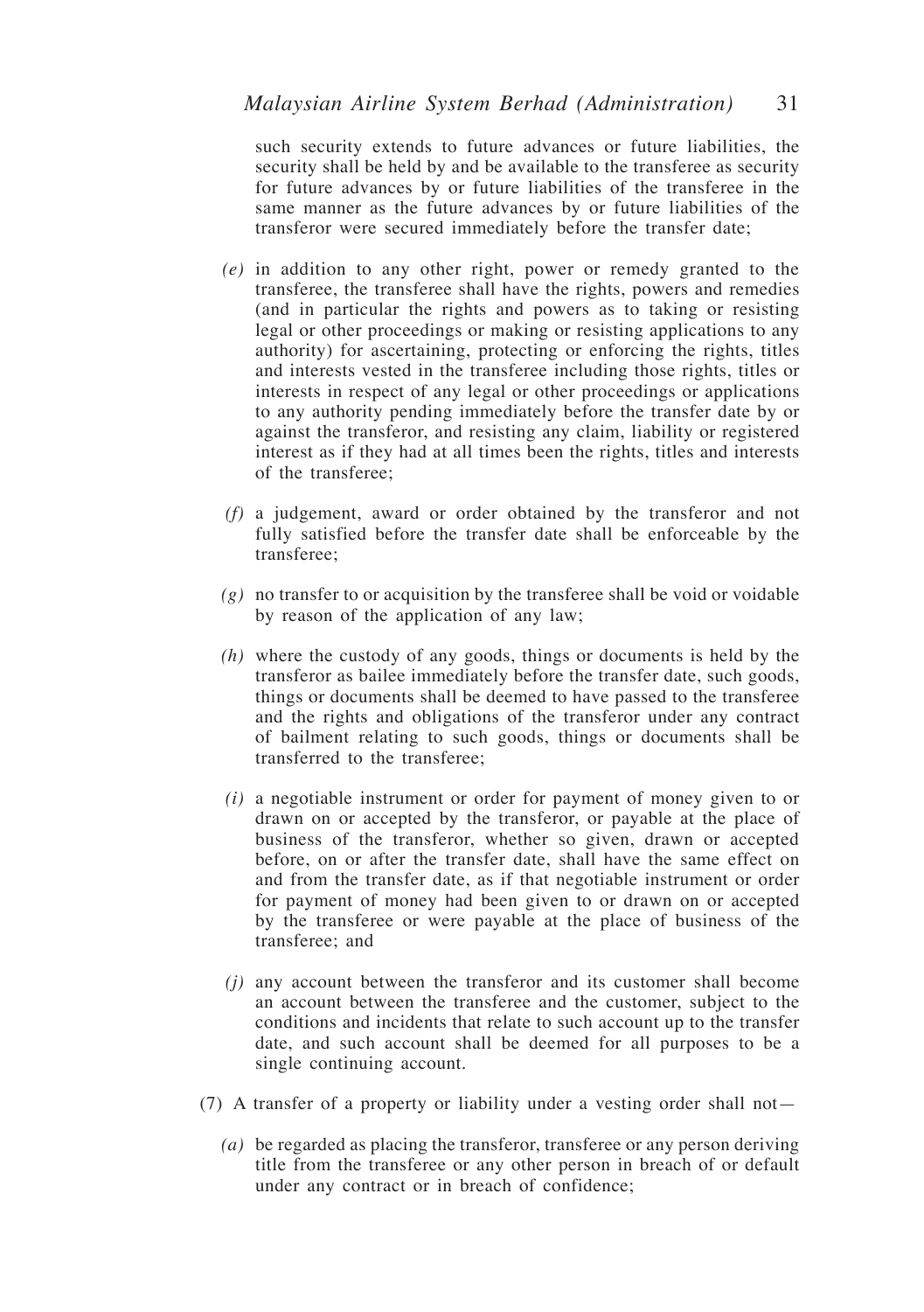such security extends to future advances or future liabilities, the security shall be held by and be available to the transferee as security for future advances by or future liabilities of the transferee in the same manner as the future advances by or future liabilities of the transferor were secured immediately before the transfer date;

*(e)* in addition to any other right, power or remedy granted to the transferee, the transferee shall have the rights, powers and remedies (and in particular the rights and powers as to taking or resisting legal or other proceedings or making or resisting applications to any authority) for ascertaining, protecting or enforcing the rights, titles and interests vested in the transferee including those rights, titles or interests in respect of any legal or other proceedings or applications to any authority pending immediately before the transfer date by or against the transferor, and resisting any claim, liability or registered interest as if they had at all times been the rights, titles and interests of the transferee;

*(f)* a judgement, award or order obtained by the transferor and not fully satisfied before the transfer date shall be enforceable by the transferee;

*(g)* no transfer to or acquisition by the transferee shall be void or voidable by reason of the application of any law;

*(h)* where the custody of any goods, things or documents is held by the transferor as bailee immediately before the transfer date, such goods, things or documents shall be deemed to have passed to the transferee and the rights and obligations of the transferor under any contract of bailment relating to such goods, things or documents shall be transferred to the transferee;

*(i)* a negotiable instrument or order for payment of money given to or drawn on or accepted by the transferor, or payable at the place of business of the transferor, whether so given, drawn or accepted before, on or after the transfer date, shall have the same effect on and from the transfer date, as if that negotiable instrument or order for payment of money had been given to or drawn on or accepted by the transferee or were payable at the place of business of the transferee; and

*(j)* any account between the transferor and its customer shall become an account between the transferee and the customer, subject to the conditions and incidents that relate to such account up to the transfer date, and such account shall be deemed for all purposes to be a single continuing account.

(7) A transfer of a property or liability under a vesting order shall not—

*(a)* be regarded as placing the transferor, transferee or any person deriving title from the transferee or any other person in breach of or default under any contract or in breach of confidence;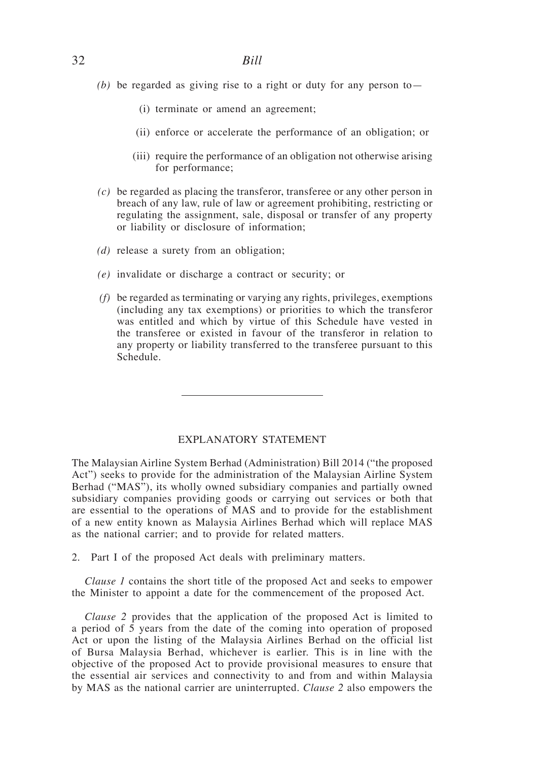*(b)* be regarded as giving rise to a right or duty for any person to—

(i) terminate or amend an agreement;

(ii) enforce or accelerate the performance of an obligation; or

(iii) require the performance of an obligation not otherwise arising for performance;

*(c)* be regarded as placing the transferor, transferee or any other person in breach of any law, rule of law or agreement prohibiting, restricting or regulating the assignment, sale, disposal or transfer of any property or liability or disclosure of information;

*(d)* release a surety from an obligation;

*(e)* invalidate or discharge a contract or security; or

*(f)* be regarded as terminating or varying any rights, privileges, exemptions (including any tax exemptions) or priorities to which the transferor was entitled and which by virtue of this Schedule have vested in the transferee or existed in favour of the transferor in relation to any property or liability transferred to the transferee pursuant to this Schedule.

---

## EXPLANATORY STATEMENT

The Malaysian Airline System Berhad (Administration) Bill 2014 ("the proposed Act") seeks to provide for the administration of the Malaysian Airline System Berhad ("MAS"), its wholly owned subsidiary companies and partially owned subsidiary companies providing goods or carrying out services or both that are essential to the operations of MAS and to provide for the establishment of a new entity known as Malaysia Airlines Berhad which will replace MAS as the national carrier; and to provide for related matters.

2. Part I of the proposed Act deals with preliminary matters.

*Clause 1* contains the short title of the proposed Act and seeks to empower the Minister to appoint a date for the commencement of the proposed Act.

*Clause 2* provides that the application of the proposed Act is limited to a period of 5 years from the date of the coming into operation of proposed Act or upon the listing of the Malaysia Airlines Berhad on the official list of Bursa Malaysia Berhad, whichever is earlier. This is in line with the objective of the proposed Act to provide provisional measures to ensure that the essential air services and connectivity to and from and within Malaysia by MAS as the national carrier are uninterrupted. *Clause 2* also empowers the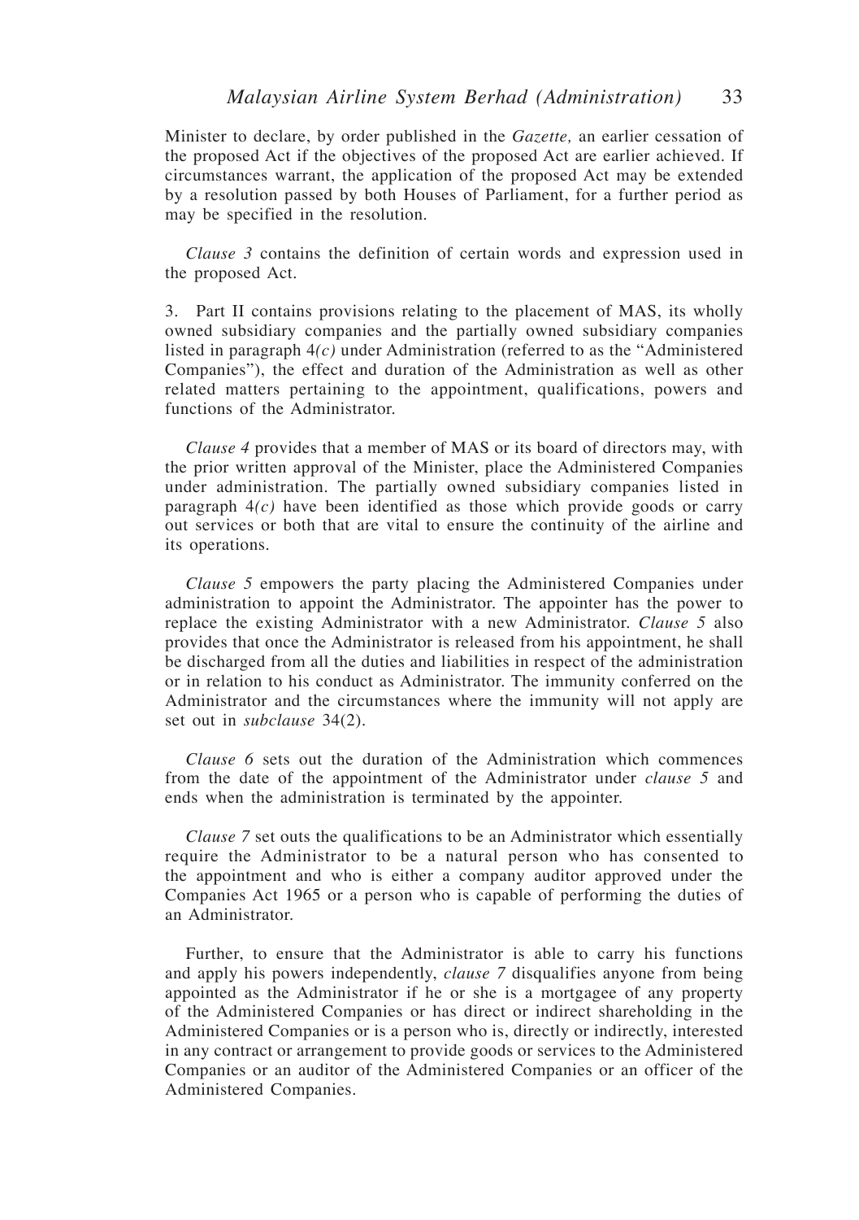Minister to declare, by order published in the *Gazette,* an earlier cessation of the proposed Act if the objectives of the proposed Act are earlier achieved. If circumstances warrant, the application of the proposed Act may be extended by a resolution passed by both Houses of Parliament, for a further period as may be specified in the resolution.

*Clause 3* contains the definition of certain words and expression used in the proposed Act.

3. Part II contains provisions relating to the placement of MAS, its wholly owned subsidiary companies and the partially owned subsidiary companies listed in paragraph 4*(c)* under Administration (referred to as the "Administered Companies"), the effect and duration of the Administration as well as other related matters pertaining to the appointment, qualifications, powers and functions of the Administrator.

*Clause 4* provides that a member of MAS or its board of directors may, with the prior written approval of the Minister, place the Administered Companies under administration. The partially owned subsidiary companies listed in paragraph 4*(c)* have been identified as those which provide goods or carry out services or both that are vital to ensure the continuity of the airline and its operations.

*Clause 5* empowers the party placing the Administered Companies under administration to appoint the Administrator. The appointer has the power to replace the existing Administrator with a new Administrator. *Clause 5* also provides that once the Administrator is released from his appointment, he shall be discharged from all the duties and liabilities in respect of the administration or in relation to his conduct as Administrator. The immunity conferred on the Administrator and the circumstances where the immunity will not apply are set out in *subclause* 34(2).

*Clause 6* sets out the duration of the Administration which commences from the date of the appointment of the Administrator under *clause 5* and ends when the administration is terminated by the appointer.

*Clause 7* set outs the qualifications to be an Administrator which essentially require the Administrator to be a natural person who has consented to the appointment and who is either a company auditor approved under the Companies Act 1965 or a person who is capable of performing the duties of an Administrator.

Further, to ensure that the Administrator is able to carry his functions and apply his powers independently, *clause 7* disqualifies anyone from being appointed as the Administrator if he or she is a mortgagee of any property of the Administered Companies or has direct or indirect shareholding in the Administered Companies or is a person who is, directly or indirectly, interested in any contract or arrangement to provide goods or services to the Administered Companies or an auditor of the Administered Companies or an officer of the Administered Companies.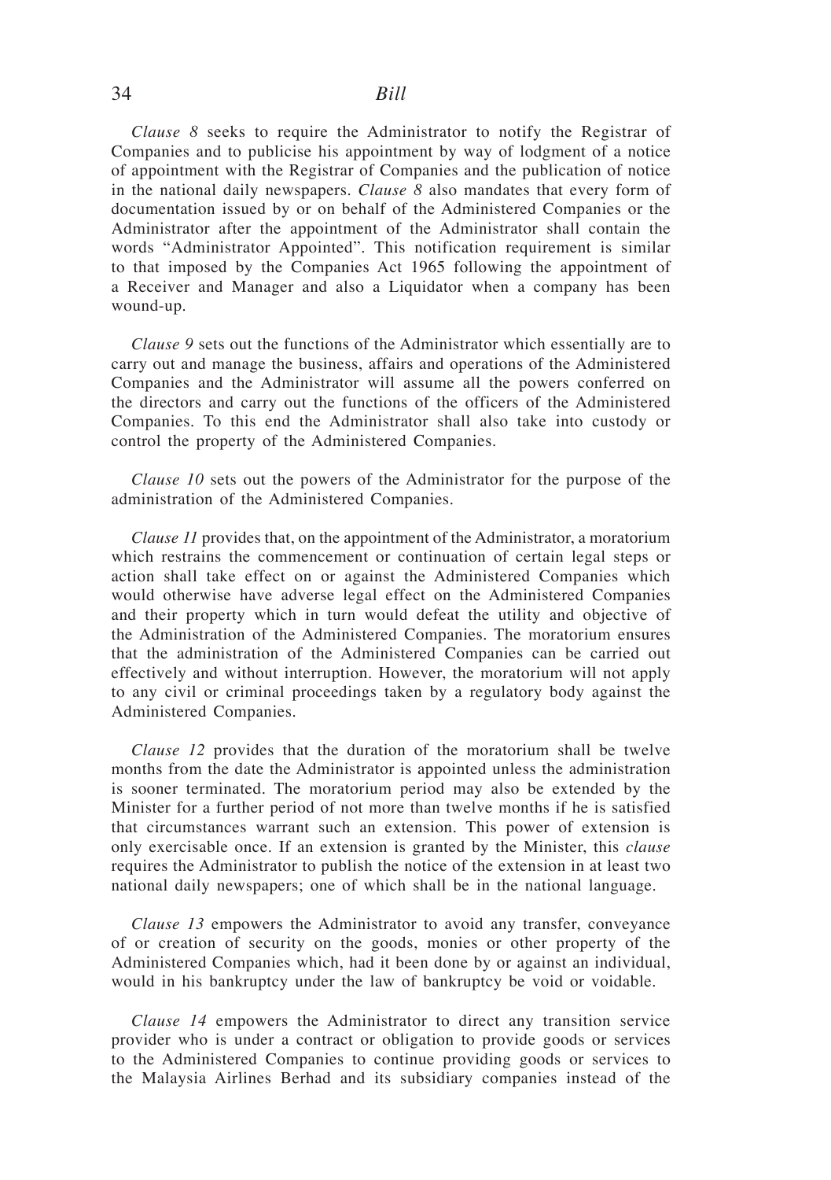*Clause 8* seeks to require the Administrator to notify the Registrar of Companies and to publicise his appointment by way of lodgment of a notice of appointment with the Registrar of Companies and the publication of notice in the national daily newspapers. *Clause 8* also mandates that every form of documentation issued by or on behalf of the Administered Companies or the Administrator after the appointment of the Administrator shall contain the words "Administrator Appointed". This notification requirement is similar to that imposed by the Companies Act 1965 following the appointment of a Receiver and Manager and also a Liquidator when a company has been wound-up.

*Clause 9* sets out the functions of the Administrator which essentially are to carry out and manage the business, affairs and operations of the Administered Companies and the Administrator will assume all the powers conferred on the directors and carry out the functions of the officers of the Administered Companies. To this end the Administrator shall also take into custody or control the property of the Administered Companies.

*Clause 10* sets out the powers of the Administrator for the purpose of the administration of the Administered Companies.

*Clause 11* provides that, on the appointment of the Administrator, a moratorium which restrains the commencement or continuation of certain legal steps or action shall take effect on or against the Administered Companies which would otherwise have adverse legal effect on the Administered Companies and their property which in turn would defeat the utility and objective of the Administration of the Administered Companies. The moratorium ensures that the administration of the Administered Companies can be carried out effectively and without interruption. However, the moratorium will not apply to any civil or criminal proceedings taken by a regulatory body against the Administered Companies.

*Clause 12* provides that the duration of the moratorium shall be twelve months from the date the Administrator is appointed unless the administration is sooner terminated. The moratorium period may also be extended by the Minister for a further period of not more than twelve months if he is satisfied that circumstances warrant such an extension. This power of extension is only exercisable once. If an extension is granted by the Minister, this *clause* requires the Administrator to publish the notice of the extension in at least two national daily newspapers; one of which shall be in the national language.

*Clause 13* empowers the Administrator to avoid any transfer, conveyance of or creation of security on the goods, monies or other property of the Administered Companies which, had it been done by or against an individual, would in his bankruptcy under the law of bankruptcy be void or voidable.

*Clause 14* empowers the Administrator to direct any transition service provider who is under a contract or obligation to provide goods or services to the Administered Companies to continue providing goods or services to the Malaysia Airlines Berhad and its subsidiary companies instead of the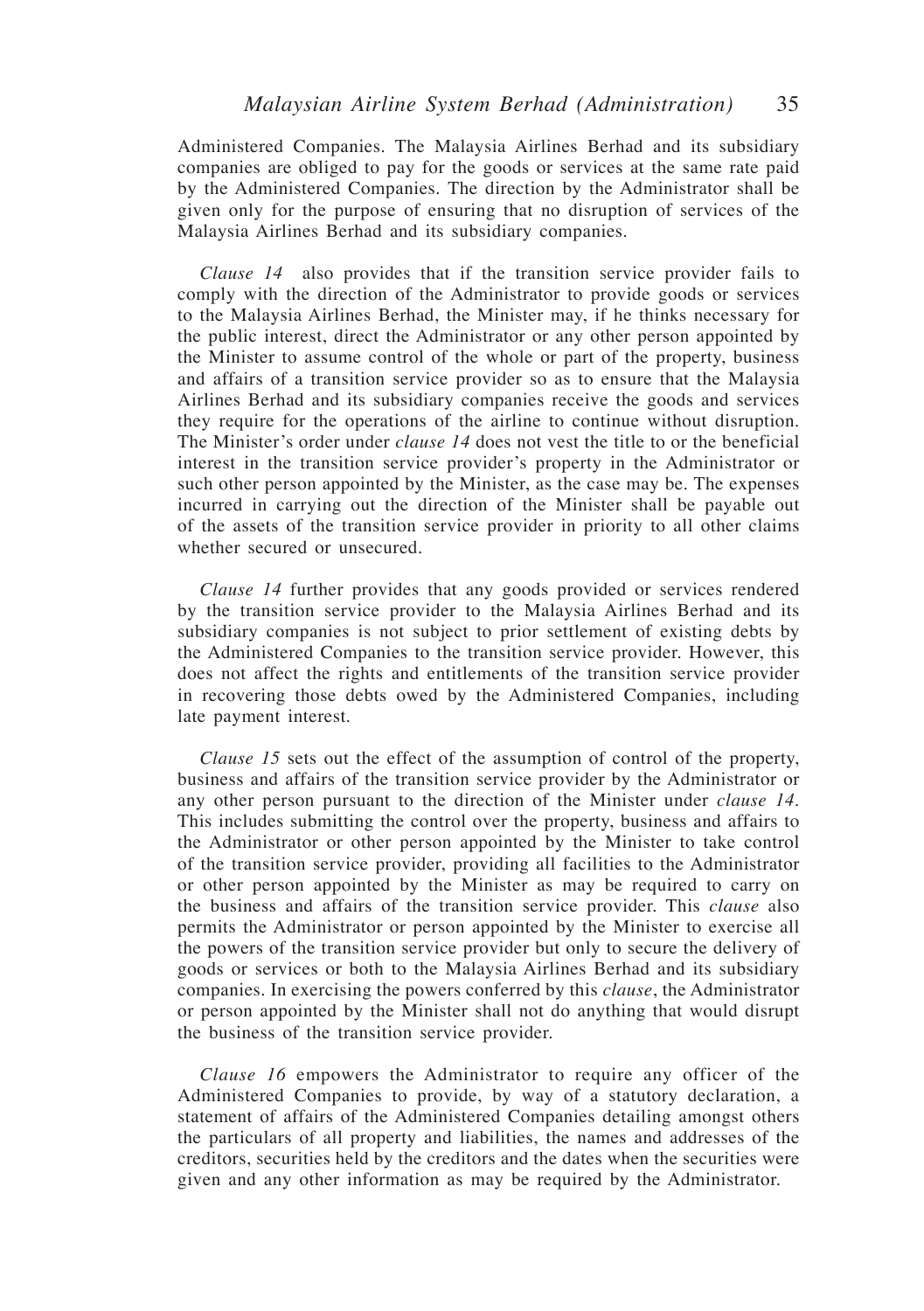Administered Companies. The Malaysia Airlines Berhad and its subsidiary companies are obliged to pay for the goods or services at the same rate paid by the Administered Companies. The direction by the Administrator shall be given only for the purpose of ensuring that no disruption of services of the Malaysia Airlines Berhad and its subsidiary companies.

*Clause 14* also provides that if the transition service provider fails to comply with the direction of the Administrator to provide goods or services to the Malaysia Airlines Berhad, the Minister may, if he thinks necessary for the public interest, direct the Administrator or any other person appointed by the Minister to assume control of the whole or part of the property, business and affairs of a transition service provider so as to ensure that the Malaysia Airlines Berhad and its subsidiary companies receive the goods and services they require for the operations of the airline to continue without disruption. The Minister's order under *clause 14* does not vest the title to or the beneficial interest in the transition service provider's property in the Administrator or such other person appointed by the Minister, as the case may be. The expenses incurred in carrying out the direction of the Minister shall be payable out of the assets of the transition service provider in priority to all other claims whether secured or unsecured.

*Clause 14* further provides that any goods provided or services rendered by the transition service provider to the Malaysia Airlines Berhad and its subsidiary companies is not subject to prior settlement of existing debts by the Administered Companies to the transition service provider. However, this does not affect the rights and entitlements of the transition service provider in recovering those debts owed by the Administered Companies, including late payment interest.

*Clause 15* sets out the effect of the assumption of control of the property, business and affairs of the transition service provider by the Administrator or any other person pursuant to the direction of the Minister under *clause 14*. This includes submitting the control over the property, business and affairs to the Administrator or other person appointed by the Minister to take control of the transition service provider, providing all facilities to the Administrator or other person appointed by the Minister as may be required to carry on the business and affairs of the transition service provider. This *clause* also permits the Administrator or person appointed by the Minister to exercise all the powers of the transition service provider but only to secure the delivery of goods or services or both to the Malaysia Airlines Berhad and its subsidiary companies. In exercising the powers conferred by this *clause*, the Administrator or person appointed by the Minister shall not do anything that would disrupt the business of the transition service provider.

*Clause 16* empowers the Administrator to require any officer of the Administered Companies to provide, by way of a statutory declaration, a statement of affairs of the Administered Companies detailing amongst others the particulars of all property and liabilities, the names and addresses of the creditors, securities held by the creditors and the dates when the securities were given and any other information as may be required by the Administrator.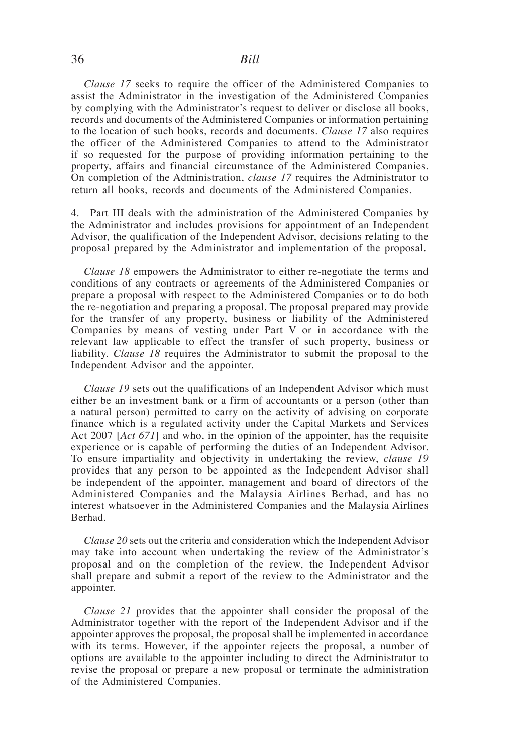*Clause 17* seeks to require the officer of the Administered Companies to assist the Administrator in the investigation of the Administered Companies by complying with the Administrator's request to deliver or disclose all books, records and documents of the Administered Companies or information pertaining to the location of such books, records and documents. *Clause 17* also requires the officer of the Administered Companies to attend to the Administrator if so requested for the purpose of providing information pertaining to the property, affairs and financial circumstance of the Administered Companies. On completion of the Administration, *clause 17* requires the Administrator to return all books, records and documents of the Administered Companies.

4. Part III deals with the administration of the Administered Companies by the Administrator and includes provisions for appointment of an Independent Advisor, the qualification of the Independent Advisor, decisions relating to the proposal prepared by the Administrator and implementation of the proposal.

*Clause 18* empowers the Administrator to either re-negotiate the terms and conditions of any contracts or agreements of the Administered Companies or prepare a proposal with respect to the Administered Companies or to do both the re-negotiation and preparing a proposal. The proposal prepared may provide for the transfer of any property, business or liability of the Administered Companies by means of vesting under Part V or in accordance with the relevant law applicable to effect the transfer of such property, business or liability. *Clause 18* requires the Administrator to submit the proposal to the Independent Advisor and the appointer.

*Clause 19* sets out the qualifications of an Independent Advisor which must either be an investment bank or a firm of accountants or a person (other than a natural person) permitted to carry on the activity of advising on corporate finance which is a regulated activity under the Capital Markets and Services Act 2007 [*Act 671*] and who, in the opinion of the appointer, has the requisite experience or is capable of performing the duties of an Independent Advisor. To ensure impartiality and objectivity in undertaking the review, *clause 19* provides that any person to be appointed as the Independent Advisor shall be independent of the appointer, management and board of directors of the Administered Companies and the Malaysia Airlines Berhad, and has no interest whatsoever in the Administered Companies and the Malaysia Airlines Berhad.

*Clause 20* sets out the criteria and consideration which the Independent Advisor may take into account when undertaking the review of the Administrator's proposal and on the completion of the review, the Independent Advisor shall prepare and submit a report of the review to the Administrator and the appointer.

*Clause 21* provides that the appointer shall consider the proposal of the Administrator together with the report of the Independent Advisor and if the appointer approves the proposal, the proposal shall be implemented in accordance with its terms. However, if the appointer rejects the proposal, a number of options are available to the appointer including to direct the Administrator to revise the proposal or prepare a new proposal or terminate the administration of the Administered Companies.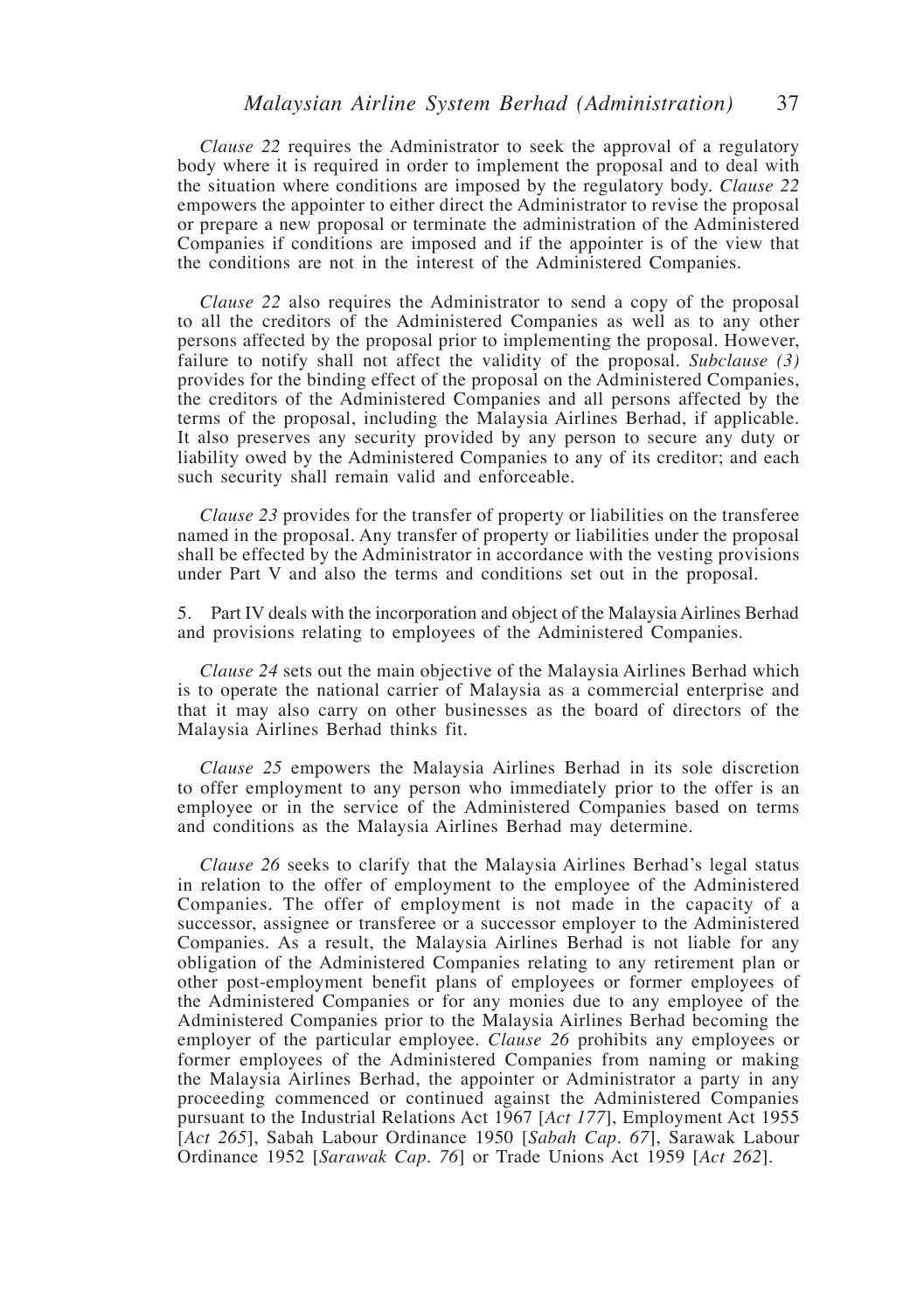*Clause 22* requires the Administrator to seek the approval of a regulatory body where it is required in order to implement the proposal and to deal with the situation where conditions are imposed by the regulatory body. *Clause 22* empowers the appointer to either direct the Administrator to revise the proposal or prepare a new proposal or terminate the administration of the Administered Companies if conditions are imposed and if the appointer is of the view that the conditions are not in the interest of the Administered Companies.

*Clause 22* also requires the Administrator to send a copy of the proposal to all the creditors of the Administered Companies as well as to any other persons affected by the proposal prior to implementing the proposal. However, failure to notify shall not affect the validity of the proposal. *Subclause (3)* provides for the binding effect of the proposal on the Administered Companies, the creditors of the Administered Companies and all persons affected by the terms of the proposal, including the Malaysia Airlines Berhad, if applicable. It also preserves any security provided by any person to secure any duty or liability owed by the Administered Companies to any of its creditor; and each such security shall remain valid and enforceable.

*Clause 23* provides for the transfer of property or liabilities on the transferee named in the proposal. Any transfer of property or liabilities under the proposal shall be effected by the Administrator in accordance with the vesting provisions under Part V and also the terms and conditions set out in the proposal.

5. Part IV deals with the incorporation and object of the Malaysia Airlines Berhad and provisions relating to employees of the Administered Companies.

*Clause 24* sets out the main objective of the Malaysia Airlines Berhad which is to operate the national carrier of Malaysia as a commercial enterprise and that it may also carry on other businesses as the board of directors of the Malaysia Airlines Berhad thinks fit.

*Clause 25* empowers the Malaysia Airlines Berhad in its sole discretion to offer employment to any person who immediately prior to the offer is an employee or in the service of the Administered Companies based on terms and conditions as the Malaysia Airlines Berhad may determine.

*Clause 26* seeks to clarify that the Malaysia Airlines Berhad's legal status in relation to the offer of employment to the employee of the Administered Companies. The offer of employment is not made in the capacity of a successor, assignee or transferee or a successor employer to the Administered Companies. As a result, the Malaysia Airlines Berhad is not liable for any obligation of the Administered Companies relating to any retirement plan or other post-employment benefit plans of employees or former employees of the Administered Companies or for any monies due to any employee of the Administered Companies prior to the Malaysia Airlines Berhad becoming the employer of the particular employee. *Clause 26* prohibits any employees or former employees of the Administered Companies from naming or making the Malaysia Airlines Berhad, the appointer or Administrator a party in any proceeding commenced or continued against the Administered Companies pursuant to the Industrial Relations Act 1967 [*Act 177*], Employment Act 1955 [*Act 265*], Sabah Labour Ordinance 1950 [*Sabah Cap. 67*], Sarawak Labour Ordinance 1952 [*Sarawak Cap. 76*] or Trade Unions Act 1959 [*Act 262*].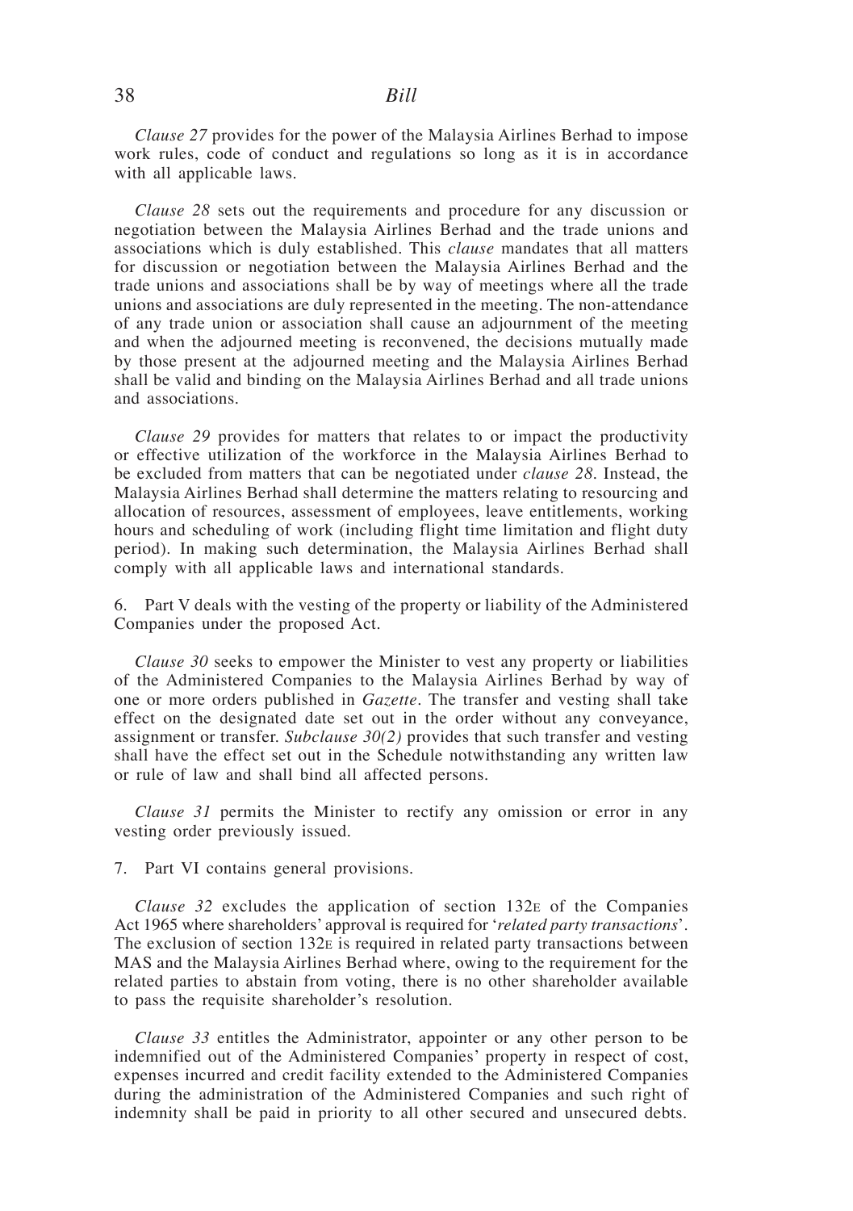*Clause 27* provides for the power of the Malaysia Airlines Berhad to impose work rules, code of conduct and regulations so long as it is in accordance with all applicable laws.

*Clause 28* sets out the requirements and procedure for any discussion or negotiation between the Malaysia Airlines Berhad and the trade unions and associations which is duly established. This *clause* mandates that all matters for discussion or negotiation between the Malaysia Airlines Berhad and the trade unions and associations shall be by way of meetings where all the trade unions and associations are duly represented in the meeting. The non-attendance of any trade union or association shall cause an adjournment of the meeting and when the adjourned meeting is reconvened, the decisions mutually made by those present at the adjourned meeting and the Malaysia Airlines Berhad shall be valid and binding on the Malaysia Airlines Berhad and all trade unions and associations.

*Clause 29* provides for matters that relates to or impact the productivity or effective utilization of the workforce in the Malaysia Airlines Berhad to be excluded from matters that can be negotiated under *clause 28*. Instead, the Malaysia Airlines Berhad shall determine the matters relating to resourcing and allocation of resources, assessment of employees, leave entitlements, working hours and scheduling of work (including flight time limitation and flight duty period). In making such determination, the Malaysia Airlines Berhad shall comply with all applicable laws and international standards.

6. Part V deals with the vesting of the property or liability of the Administered Companies under the proposed Act.

*Clause 30* seeks to empower the Minister to vest any property or liabilities of the Administered Companies to the Malaysia Airlines Berhad by way of one or more orders published in *Gazette*. The transfer and vesting shall take effect on the designated date set out in the order without any conveyance, assignment or transfer. *Subclause 30(2)* provides that such transfer and vesting shall have the effect set out in the Schedule notwithstanding any written law or rule of law and shall bind all affected persons.

*Clause 31* permits the Minister to rectify any omission or error in any vesting order previously issued.

7. Part VI contains general provisions.

*Clause 32* excludes the application of section 132E of the Companies Act 1965 where shareholders' approval is required for '*related party transactions*'. The exclusion of section 132E is required in related party transactions between MAS and the Malaysia Airlines Berhad where, owing to the requirement for the related parties to abstain from voting, there is no other shareholder available to pass the requisite shareholder's resolution.

*Clause 33* entitles the Administrator, appointer or any other person to be indemnified out of the Administered Companies' property in respect of cost, expenses incurred and credit facility extended to the Administered Companies during the administration of the Administered Companies and such right of indemnity shall be paid in priority to all other secured and unsecured debts.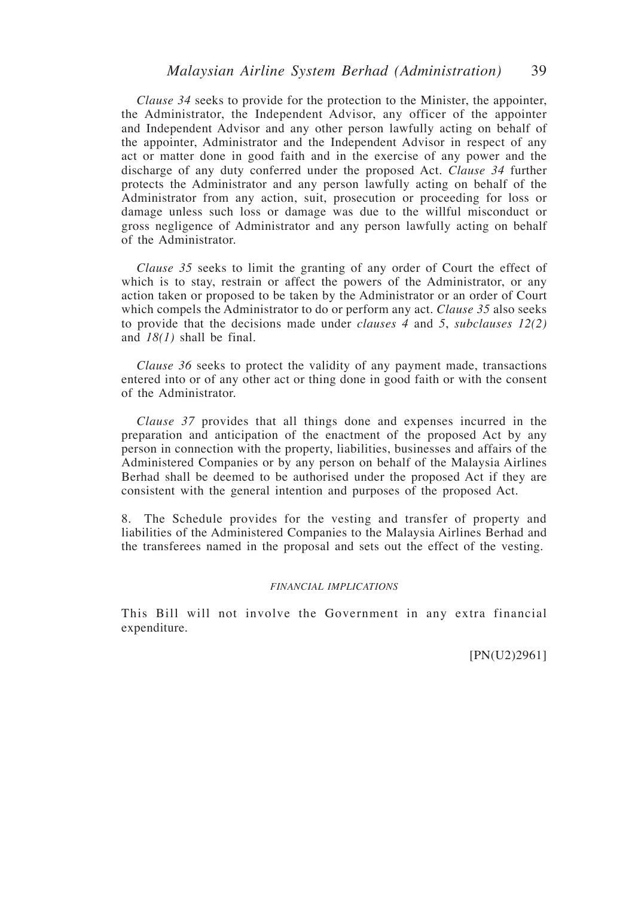*Clause 34* seeks to provide for the protection to the Minister, the appointer, the Administrator, the Independent Advisor, any officer of the appointer and Independent Advisor and any other person lawfully acting on behalf of the appointer, Administrator and the Independent Advisor in respect of any act or matter done in good faith and in the exercise of any power and the discharge of any duty conferred under the proposed Act. *Clause 34* further protects the Administrator and any person lawfully acting on behalf of the Administrator from any action, suit, prosecution or proceeding for loss or damage unless such loss or damage was due to the willful misconduct or gross negligence of Administrator and any person lawfully acting on behalf of the Administrator.

*Clause 35* seeks to limit the granting of any order of Court the effect of which is to stay, restrain or affect the powers of the Administrator, or any action taken or proposed to be taken by the Administrator or an order of Court which compels the Administrator to do or perform any act. *Clause 35* also seeks to provide that the decisions made under *clauses 4* and *5*, *subclauses 12(2)* and *18(1)* shall be final.

*Clause 36* seeks to protect the validity of any payment made, transactions entered into or of any other act or thing done in good faith or with the consent of the Administrator.

*Clause 37* provides that all things done and expenses incurred in the preparation and anticipation of the enactment of the proposed Act by any person in connection with the property, liabilities, businesses and affairs of the Administered Companies or by any person on behalf of the Malaysia Airlines Berhad shall be deemed to be authorised under the proposed Act if they are consistent with the general intention and purposes of the proposed Act.

8. The Schedule provides for the vesting and transfer of property and liabilities of the Administered Companies to the Malaysia Airlines Berhad and the transferees named in the proposal and sets out the effect of the vesting.

## FINANCIAL IMPLICATIONS

This Bill will not involve the Government in any extra financial expenditure.

[PN(U2)2961]